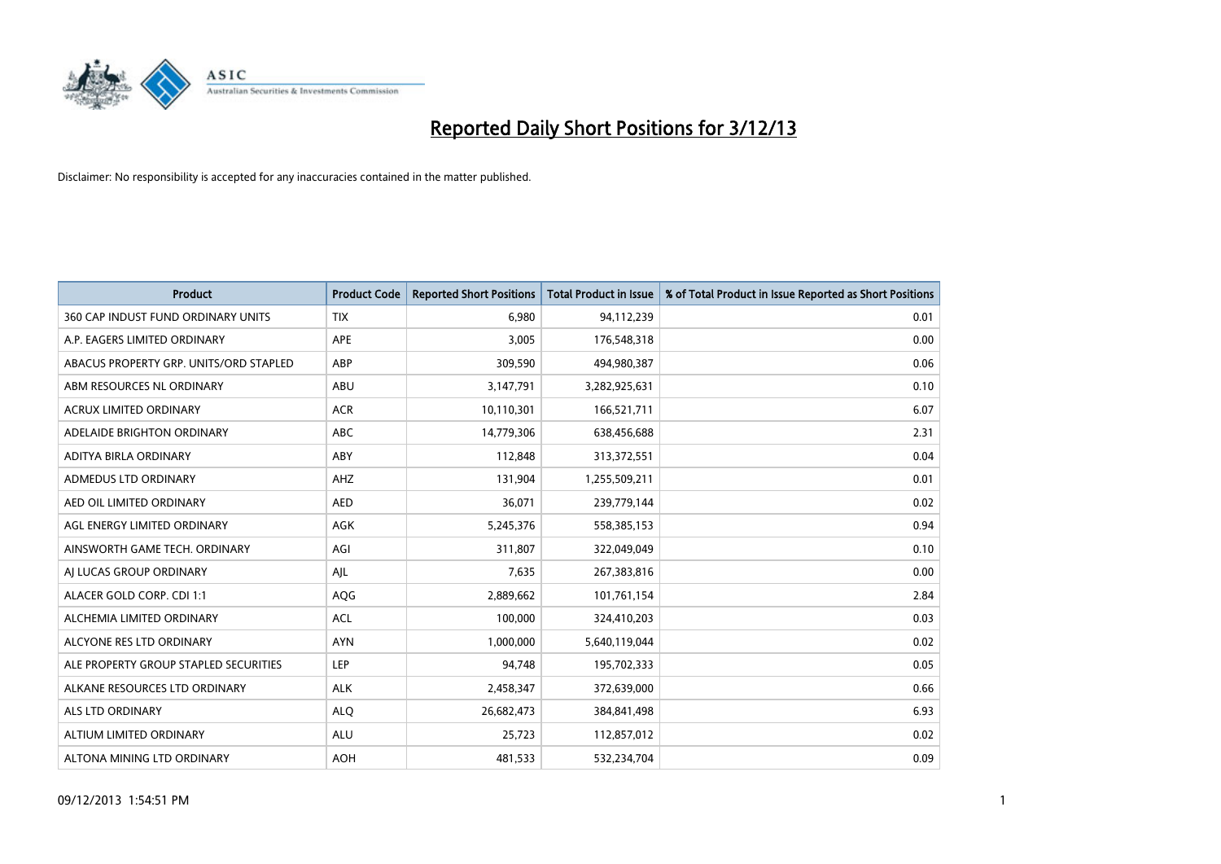# Reported Daily Short Positions for 3/12/13

Disclaimer: No responsibility is accepted for any inaccuracies contained in the matter published.

| Product | Product Code | Reported Short Positions | Total Product in Issue | % of Total Product in Issue Reported as Short Positions |
|---|---|---|---|---|
| 360 CAP INDUST FUND ORDINARY UNITS | TIX | 6,980 | 94,112,239 | 0.01 |
| A.P. EAGERS LIMITED ORDINARY | APE | 3,005 | 176,548,318 | 0.00 |
| ABACUS PROPERTY GRP. UNITS/ORD STAPLED | ABP | 309,590 | 494,980,387 | 0.06 |
| ABM RESOURCES NL ORDINARY | ABU | 3,147,791 | 3,282,925,631 | 0.10 |
| ACRUX LIMITED ORDINARY | ACR | 10,110,301 | 166,521,711 | 6.07 |
| ADELAIDE BRIGHTON ORDINARY | ABC | 14,779,306 | 638,456,688 | 2.31 |
| ADITYA BIRLA ORDINARY | ABY | 112,848 | 313,372,551 | 0.04 |
| ADMEDUS LTD ORDINARY | AHZ | 131,904 | 1,255,509,211 | 0.01 |
| AED OIL LIMITED ORDINARY | AED | 36,071 | 239,779,144 | 0.02 |
| AGL ENERGY LIMITED ORDINARY | AGK | 5,245,376 | 558,385,153 | 0.94 |
| AINSWORTH GAME TECH. ORDINARY | AGI | 311,807 | 322,049,049 | 0.10 |
| AJ LUCAS GROUP ORDINARY | AJL | 7,635 | 267,383,816 | 0.00 |
| ALACER GOLD CORP. CDI 1:1 | AQG | 2,889,662 | 101,761,154 | 2.84 |
| ALCHEMIA LIMITED ORDINARY | ACL | 100,000 | 324,410,203 | 0.03 |
| ALCYONE RES LTD ORDINARY | AYN | 1,000,000 | 5,640,119,044 | 0.02 |
| ALE PROPERTY GROUP STAPLED SECURITIES | LEP | 94,748 | 195,702,333 | 0.05 |
| ALKANE RESOURCES LTD ORDINARY | ALK | 2,458,347 | 372,639,000 | 0.66 |
| ALS LTD ORDINARY | ALQ | 26,682,473 | 384,841,498 | 6.93 |
| ALTIUM LIMITED ORDINARY | ALU | 25,723 | 112,857,012 | 0.02 |
| ALTONA MINING LTD ORDINARY | AOH | 481,533 | 532,234,704 | 0.09 |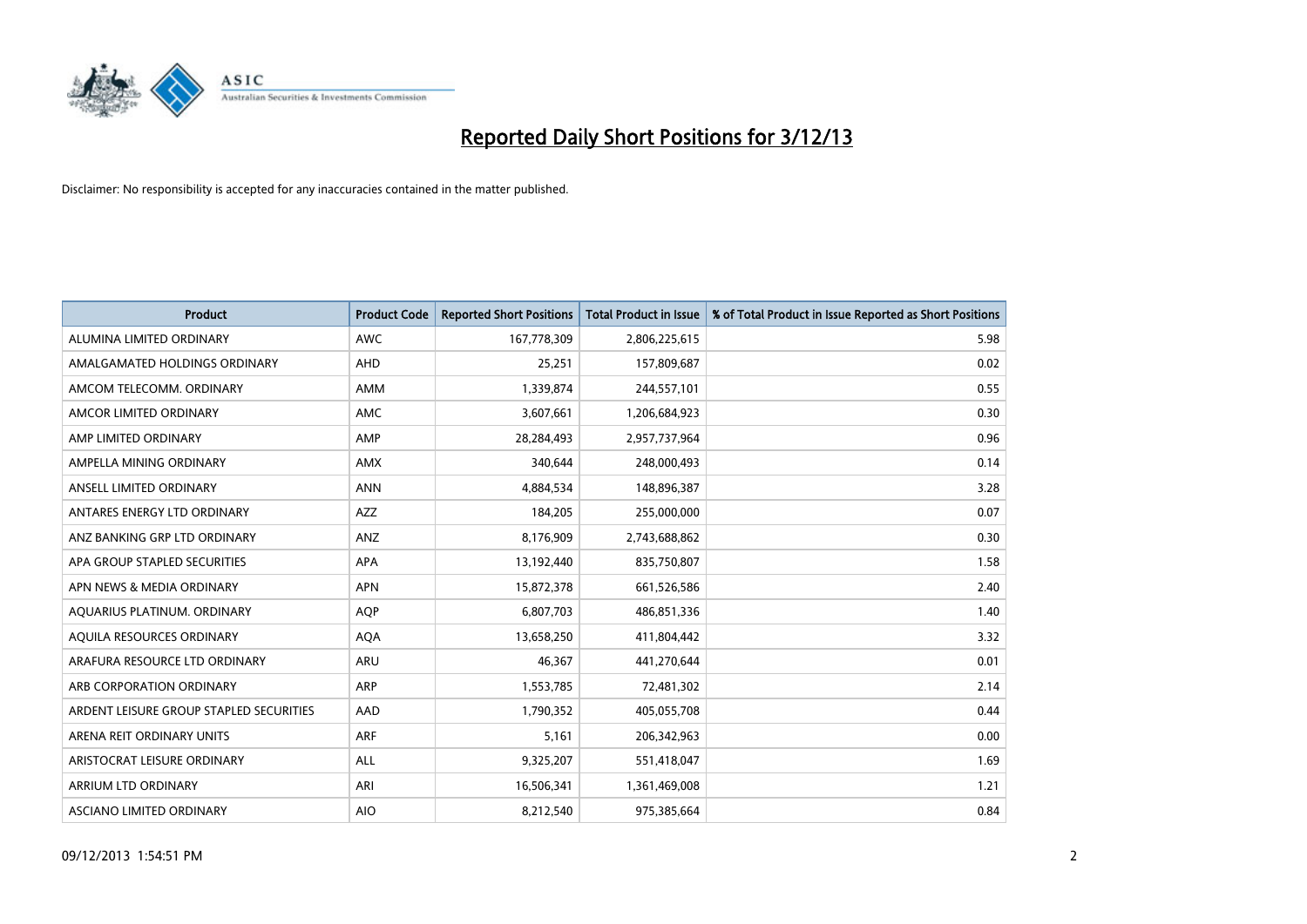# Reported Daily Short Positions for 3/12/13

Disclaimer: No responsibility is accepted for any inaccuracies contained in the matter published.

| Product | Product Code | Reported Short Positions | Total Product in Issue | % of Total Product in Issue Reported as Short Positions |
|---|---|---|---|---|
| ALUMINA LIMITED ORDINARY | AWC | 167,778,309 | 2,806,225,615 | 5.98 |
| AMALGAMATED HOLDINGS ORDINARY | AHD | 25,251 | 157,809,687 | 0.02 |
| AMCOM TELECOMM. ORDINARY | AMM | 1,339,874 | 244,557,101 | 0.55 |
| AMCOR LIMITED ORDINARY | AMC | 3,607,661 | 1,206,684,923 | 0.30 |
| AMP LIMITED ORDINARY | AMP | 28,284,493 | 2,957,737,964 | 0.96 |
| AMPELLA MINING ORDINARY | AMX | 340,644 | 248,000,493 | 0.14 |
| ANSELL LIMITED ORDINARY | ANN | 4,884,534 | 148,896,387 | 3.28 |
| ANTARES ENERGY LTD ORDINARY | AZZ | 184,205 | 255,000,000 | 0.07 |
| ANZ BANKING GRP LTD ORDINARY | ANZ | 8,176,909 | 2,743,688,862 | 0.30 |
| APA GROUP STAPLED SECURITIES | APA | 13,192,440 | 835,750,807 | 1.58 |
| APN NEWS & MEDIA ORDINARY | APN | 15,872,378 | 661,526,586 | 2.40 |
| AQUARIUS PLATINUM. ORDINARY | AQP | 6,807,703 | 486,851,336 | 1.40 |
| AQUILA RESOURCES ORDINARY | AQA | 13,658,250 | 411,804,442 | 3.32 |
| ARAFURA RESOURCE LTD ORDINARY | ARU | 46,367 | 441,270,644 | 0.01 |
| ARB CORPORATION ORDINARY | ARP | 1,553,785 | 72,481,302 | 2.14 |
| ARDENT LEISURE GROUP STAPLED SECURITIES | AAD | 1,790,352 | 405,055,708 | 0.44 |
| ARENA REIT ORDINARY UNITS | ARF | 5,161 | 206,342,963 | 0.00 |
| ARISTOCRAT LEISURE ORDINARY | ALL | 9,325,207 | 551,418,047 | 1.69 |
| ARRIUM LTD ORDINARY | ARI | 16,506,341 | 1,361,469,008 | 1.21 |
| ASCIANO LIMITED ORDINARY | AIO | 8,212,540 | 975,385,664 | 0.84 |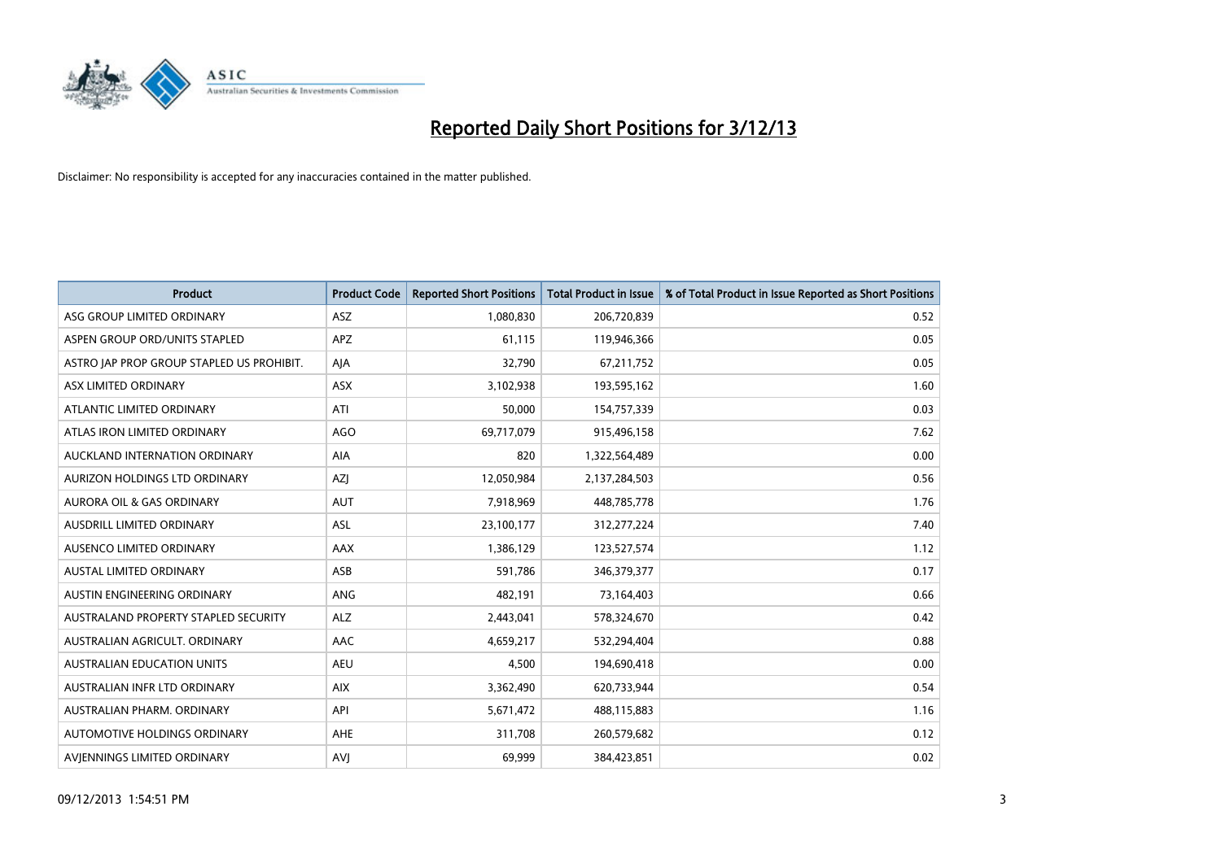# Reported Daily Short Positions for 3/12/13

Disclaimer: No responsibility is accepted for any inaccuracies contained in the matter published.

| Product | Product Code | Reported Short Positions | Total Product in Issue | % of Total Product in Issue Reported as Short Positions |
|---|---|---|---|---|
| ASG GROUP LIMITED ORDINARY | ASZ | 1,080,830 | 206,720,839 | 0.52 |
| ASPEN GROUP ORD/UNITS STAPLED | APZ | 61,115 | 119,946,366 | 0.05 |
| ASTRO JAP PROP GROUP STAPLED US PROHIBIT. | AJA | 32,790 | 67,211,752 | 0.05 |
| ASX LIMITED ORDINARY | ASX | 3,102,938 | 193,595,162 | 1.60 |
| ATLANTIC LIMITED ORDINARY | ATI | 50,000 | 154,757,339 | 0.03 |
| ATLAS IRON LIMITED ORDINARY | AGO | 69,717,079 | 915,496,158 | 7.62 |
| AUCKLAND INTERNATION ORDINARY | AIA | 820 | 1,322,564,489 | 0.00 |
| AURIZON HOLDINGS LTD ORDINARY | AZJ | 12,050,984 | 2,137,284,503 | 0.56 |
| AURORA OIL & GAS ORDINARY | AUT | 7,918,969 | 448,785,778 | 1.76 |
| AUSDRILL LIMITED ORDINARY | ASL | 23,100,177 | 312,277,224 | 7.40 |
| AUSENCO LIMITED ORDINARY | AAX | 1,386,129 | 123,527,574 | 1.12 |
| AUSTAL LIMITED ORDINARY | ASB | 591,786 | 346,379,377 | 0.17 |
| AUSTIN ENGINEERING ORDINARY | ANG | 482,191 | 73,164,403 | 0.66 |
| AUSTRALAND PROPERTY STAPLED SECURITY | ALZ | 2,443,041 | 578,324,670 | 0.42 |
| AUSTRALIAN AGRICULT. ORDINARY | AAC | 4,659,217 | 532,294,404 | 0.88 |
| AUSTRALIAN EDUCATION UNITS | AEU | 4,500 | 194,690,418 | 0.00 |
| AUSTRALIAN INFR LTD ORDINARY | AIX | 3,362,490 | 620,733,944 | 0.54 |
| AUSTRALIAN PHARM. ORDINARY | API | 5,671,472 | 488,115,883 | 1.16 |
| AUTOMOTIVE HOLDINGS ORDINARY | AHE | 311,708 | 260,579,682 | 0.12 |
| AVJENNINGS LIMITED ORDINARY | AVJ | 69,999 | 384,423,851 | 0.02 |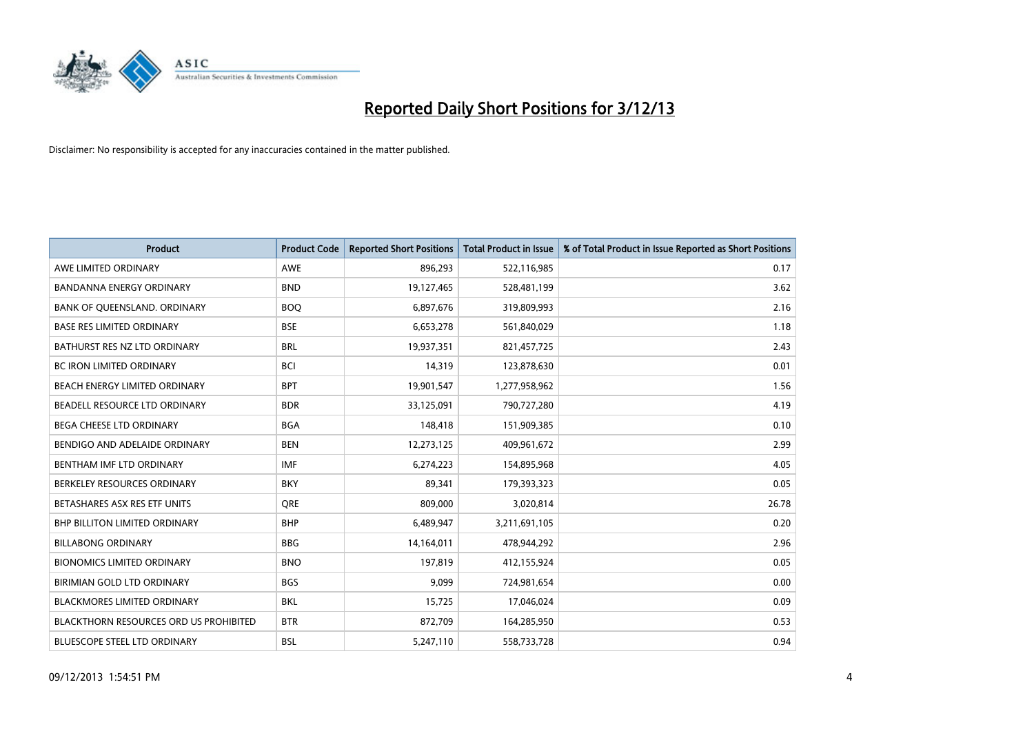# Reported Daily Short Positions for 3/12/13

Disclaimer: No responsibility is accepted for any inaccuracies contained in the matter published.

| Product | Product Code | Reported Short Positions | Total Product in Issue | % of Total Product in Issue Reported as Short Positions |
|---|---|---|---|---|
| AWE LIMITED ORDINARY | AWE | 896,293 | 522,116,985 | 0.17 |
| BANDANNA ENERGY ORDINARY | BND | 19,127,465 | 528,481,199 | 3.62 |
| BANK OF QUEENSLAND. ORDINARY | BOQ | 6,897,676 | 319,809,993 | 2.16 |
| BASE RES LIMITED ORDINARY | BSE | 6,653,278 | 561,840,029 | 1.18 |
| BATHURST RES NZ LTD ORDINARY | BRL | 19,937,351 | 821,457,725 | 2.43 |
| BC IRON LIMITED ORDINARY | BCI | 14,319 | 123,878,630 | 0.01 |
| BEACH ENERGY LIMITED ORDINARY | BPT | 19,901,547 | 1,277,958,962 | 1.56 |
| BEADELL RESOURCE LTD ORDINARY | BDR | 33,125,091 | 790,727,280 | 4.19 |
| BEGA CHEESE LTD ORDINARY | BGA | 148,418 | 151,909,385 | 0.10 |
| BENDIGO AND ADELAIDE ORDINARY | BEN | 12,273,125 | 409,961,672 | 2.99 |
| BENTHAM IMF LTD ORDINARY | IMF | 6,274,223 | 154,895,968 | 4.05 |
| BERKELEY RESOURCES ORDINARY | BKY | 89,341 | 179,393,323 | 0.05 |
| BETASHARES ASX RES ETF UNITS | QRE | 809,000 | 3,020,814 | 26.78 |
| BHP BILLITON LIMITED ORDINARY | BHP | 6,489,947 | 3,211,691,105 | 0.20 |
| BILLABONG ORDINARY | BBG | 14,164,011 | 478,944,292 | 2.96 |
| BIONOMICS LIMITED ORDINARY | BNO | 197,819 | 412,155,924 | 0.05 |
| BIRIMIAN GOLD LTD ORDINARY | BGS | 9,099 | 724,981,654 | 0.00 |
| BLACKMORES LIMITED ORDINARY | BKL | 15,725 | 17,046,024 | 0.09 |
| BLACKTHORN RESOURCES ORD US PROHIBITED | BTR | 872,709 | 164,285,950 | 0.53 |
| BLUESCOPE STEEL LTD ORDINARY | BSL | 5,247,110 | 558,733,728 | 0.94 |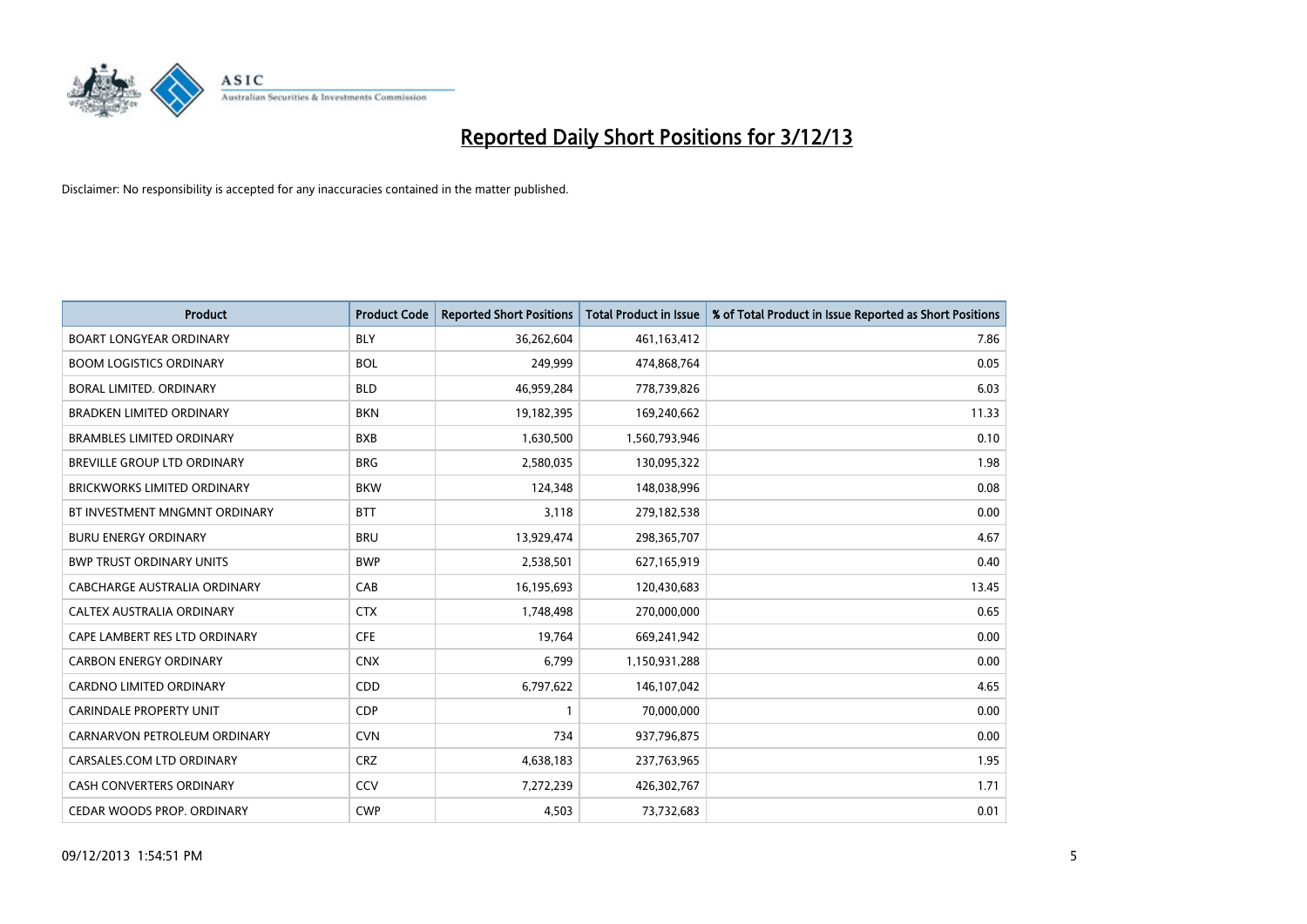# Reported Daily Short Positions for 3/12/13

Disclaimer: No responsibility is accepted for any inaccuracies contained in the matter published.

| Product | Product Code | Reported Short Positions | Total Product in Issue | % of Total Product in Issue Reported as Short Positions |
|---|---|---|---|---|
| BOART LONGYEAR ORDINARY | BLY | 36,262,604 | 461,163,412 | 7.86 |
| BOOM LOGISTICS ORDINARY | BOL | 249,999 | 474,868,764 | 0.05 |
| BORAL LIMITED. ORDINARY | BLD | 46,959,284 | 778,739,826 | 6.03 |
| BRADKEN LIMITED ORDINARY | BKN | 19,182,395 | 169,240,662 | 11.33 |
| BRAMBLES LIMITED ORDINARY | BXB | 1,630,500 | 1,560,793,946 | 0.10 |
| BREVILLE GROUP LTD ORDINARY | BRG | 2,580,035 | 130,095,322 | 1.98 |
| BRICKWORKS LIMITED ORDINARY | BKW | 124,348 | 148,038,996 | 0.08 |
| BT INVESTMENT MNGMNT ORDINARY | BTT | 3,118 | 279,182,538 | 0.00 |
| BURU ENERGY ORDINARY | BRU | 13,929,474 | 298,365,707 | 4.67 |
| BWP TRUST ORDINARY UNITS | BWP | 2,538,501 | 627,165,919 | 0.40 |
| CABCHARGE AUSTRALIA ORDINARY | CAB | 16,195,693 | 120,430,683 | 13.45 |
| CALTEX AUSTRALIA ORDINARY | CTX | 1,748,498 | 270,000,000 | 0.65 |
| CAPE LAMBERT RES LTD ORDINARY | CFE | 19,764 | 669,241,942 | 0.00 |
| CARBON ENERGY ORDINARY | CNX | 6,799 | 1,150,931,288 | 0.00 |
| CARDNO LIMITED ORDINARY | CDD | 6,797,622 | 146,107,042 | 4.65 |
| CARINDALE PROPERTY UNIT | CDP | 1 | 70,000,000 | 0.00 |
| CARNARVON PETROLEUM ORDINARY | CVN | 734 | 937,796,875 | 0.00 |
| CARSALES.COM LTD ORDINARY | CRZ | 4,638,183 | 237,763,965 | 1.95 |
| CASH CONVERTERS ORDINARY | CCV | 7,272,239 | 426,302,767 | 1.71 |
| CEDAR WOODS PROP. ORDINARY | CWP | 4,503 | 73,732,683 | 0.01 |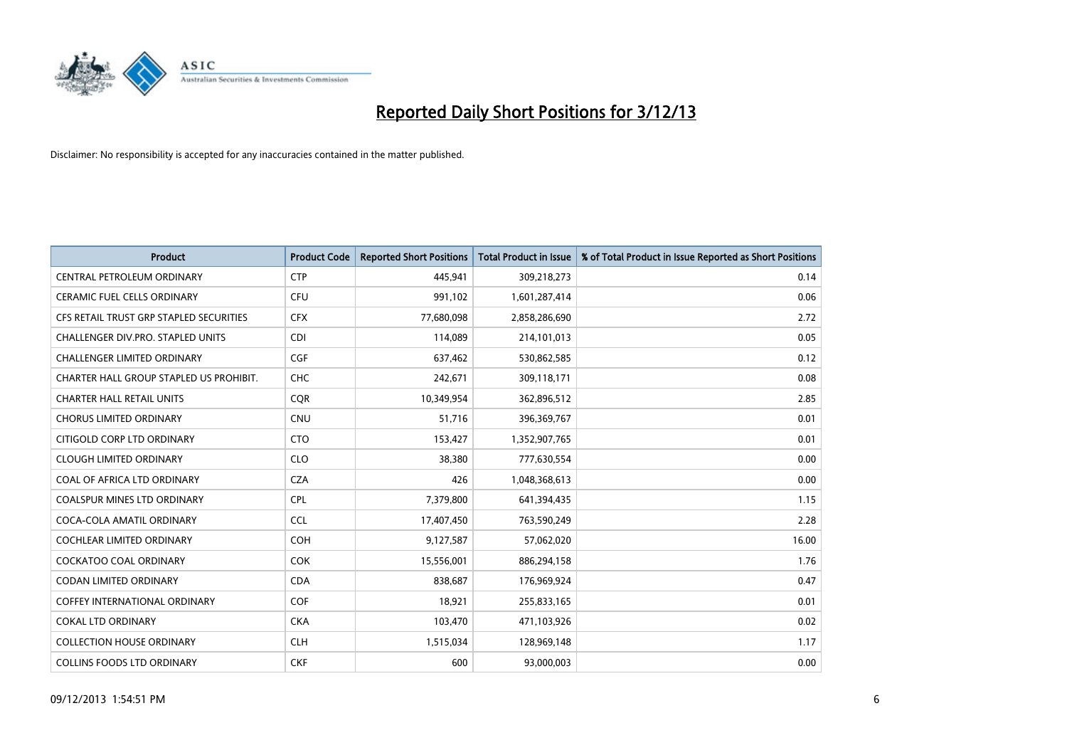# Reported Daily Short Positions for 3/12/13

Disclaimer: No responsibility is accepted for any inaccuracies contained in the matter published.

| Product | Product Code | Reported Short Positions | Total Product in Issue | % of Total Product in Issue Reported as Short Positions |
|---|---|---|---|---|
| CENTRAL PETROLEUM ORDINARY | CTP | 445,941 | 309,218,273 | 0.14 |
| CERAMIC FUEL CELLS ORDINARY | CFU | 991,102 | 1,601,287,414 | 0.06 |
| CFS RETAIL TRUST GRP STAPLED SECURITIES | CFX | 77,680,098 | 2,858,286,690 | 2.72 |
| CHALLENGER DIV.PRO. STAPLED UNITS | CDI | 114,089 | 214,101,013 | 0.05 |
| CHALLENGER LIMITED ORDINARY | CGF | 637,462 | 530,862,585 | 0.12 |
| CHARTER HALL GROUP STAPLED US PROHIBIT. | CHC | 242,671 | 309,118,171 | 0.08 |
| CHARTER HALL RETAIL UNITS | CQR | 10,349,954 | 362,896,512 | 2.85 |
| CHORUS LIMITED ORDINARY | CNU | 51,716 | 396,369,767 | 0.01 |
| CITIGOLD CORP LTD ORDINARY | CTO | 153,427 | 1,352,907,765 | 0.01 |
| CLOUGH LIMITED ORDINARY | CLO | 38,380 | 777,630,554 | 0.00 |
| COAL OF AFRICA LTD ORDINARY | CZA | 426 | 1,048,368,613 | 0.00 |
| COALSPUR MINES LTD ORDINARY | CPL | 7,379,800 | 641,394,435 | 1.15 |
| COCA-COLA AMATIL ORDINARY | CCL | 17,407,450 | 763,590,249 | 2.28 |
| COCHLEAR LIMITED ORDINARY | COH | 9,127,587 | 57,062,020 | 16.00 |
| COCKATOO COAL ORDINARY | COK | 15,556,001 | 886,294,158 | 1.76 |
| CODAN LIMITED ORDINARY | CDA | 838,687 | 176,969,924 | 0.47 |
| COFFEY INTERNATIONAL ORDINARY | COF | 18,921 | 255,833,165 | 0.01 |
| COKAL LTD ORDINARY | CKA | 103,470 | 471,103,926 | 0.02 |
| COLLECTION HOUSE ORDINARY | CLH | 1,515,034 | 128,969,148 | 1.17 |
| COLLINS FOODS LTD ORDINARY | CKF | 600 | 93,000,003 | 0.00 |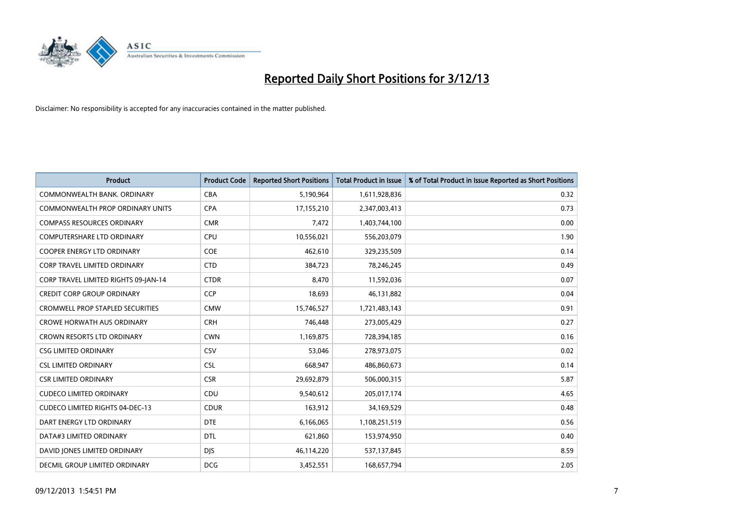# Reported Daily Short Positions for 3/12/13

Disclaimer: No responsibility is accepted for any inaccuracies contained in the matter published.

| Product | Product Code | Reported Short Positions | Total Product in Issue | % of Total Product in Issue Reported as Short Positions |
|---|---|---|---|---|
| COMMONWEALTH BANK. ORDINARY | CBA | 5,190,964 | 1,611,928,836 | 0.32 |
| COMMONWEALTH PROP ORDINARY UNITS | CPA | 17,155,210 | 2,347,003,413 | 0.73 |
| COMPASS RESOURCES ORDINARY | CMR | 7,472 | 1,403,744,100 | 0.00 |
| COMPUTERSHARE LTD ORDINARY | CPU | 10,556,021 | 556,203,079 | 1.90 |
| COOPER ENERGY LTD ORDINARY | COE | 462,610 | 329,235,509 | 0.14 |
| CORP TRAVEL LIMITED ORDINARY | CTD | 384,723 | 78,246,245 | 0.49 |
| CORP TRAVEL LIMITED RIGHTS 09-JAN-14 | CTDR | 8,470 | 11,592,036 | 0.07 |
| CREDIT CORP GROUP ORDINARY | CCP | 18,693 | 46,131,882 | 0.04 |
| CROMWELL PROP STAPLED SECURITIES | CMW | 15,746,527 | 1,721,483,143 | 0.91 |
| CROWE HORWATH AUS ORDINARY | CRH | 746,448 | 273,005,429 | 0.27 |
| CROWN RESORTS LTD ORDINARY | CWN | 1,169,875 | 728,394,185 | 0.16 |
| CSG LIMITED ORDINARY | CSV | 53,046 | 278,973,075 | 0.02 |
| CSL LIMITED ORDINARY | CSL | 668,947 | 486,860,673 | 0.14 |
| CSR LIMITED ORDINARY | CSR | 29,692,879 | 506,000,315 | 5.87 |
| CUDECO LIMITED ORDINARY | CDU | 9,540,612 | 205,017,174 | 4.65 |
| CUDECO LIMITED RIGHTS 04-DEC-13 | CDUR | 163,912 | 34,169,529 | 0.48 |
| DART ENERGY LTD ORDINARY | DTE | 6,166,065 | 1,108,251,519 | 0.56 |
| DATA#3 LIMITED ORDINARY | DTL | 621,860 | 153,974,950 | 0.40 |
| DAVID JONES LIMITED ORDINARY | DJS | 46,114,220 | 537,137,845 | 8.59 |
| DECMIL GROUP LIMITED ORDINARY | DCG | 3,452,551 | 168,657,794 | 2.05 |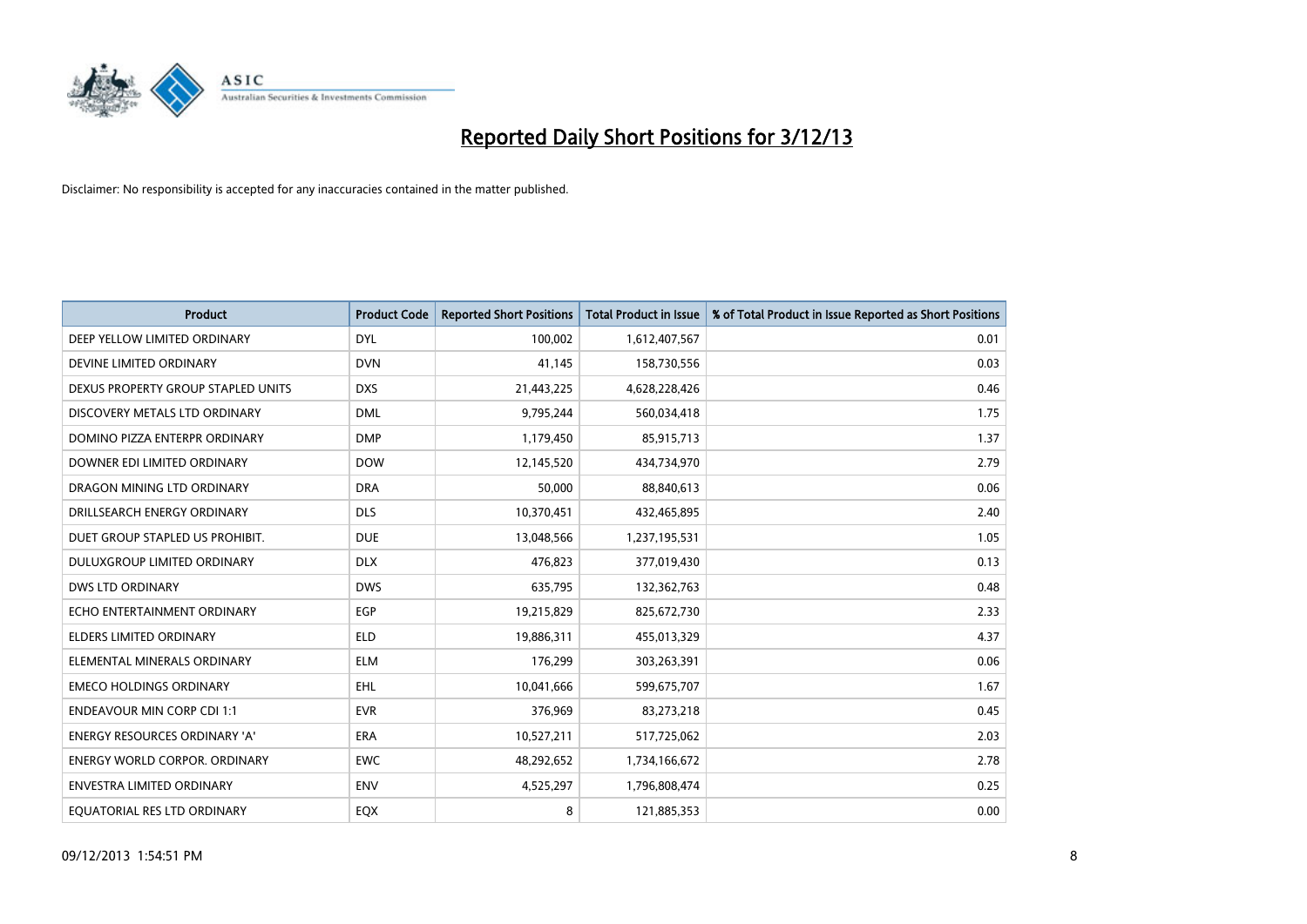# Reported Daily Short Positions for 3/12/13

Disclaimer: No responsibility is accepted for any inaccuracies contained in the matter published.

| Product | Product Code | Reported Short Positions | Total Product in Issue | % of Total Product in Issue Reported as Short Positions |
|---|---|---|---|---|
| DEEP YELLOW LIMITED ORDINARY | DYL | 100,002 | 1,612,407,567 | 0.01 |
| DEVINE LIMITED ORDINARY | DVN | 41,145 | 158,730,556 | 0.03 |
| DEXUS PROPERTY GROUP STAPLED UNITS | DXS | 21,443,225 | 4,628,228,426 | 0.46 |
| DISCOVERY METALS LTD ORDINARY | DML | 9,795,244 | 560,034,418 | 1.75 |
| DOMINO PIZZA ENTERPR ORDINARY | DMP | 1,179,450 | 85,915,713 | 1.37 |
| DOWNER EDI LIMITED ORDINARY | DOW | 12,145,520 | 434,734,970 | 2.79 |
| DRAGON MINING LTD ORDINARY | DRA | 50,000 | 88,840,613 | 0.06 |
| DRILLSEARCH ENERGY ORDINARY | DLS | 10,370,451 | 432,465,895 | 2.40 |
| DUET GROUP STAPLED US PROHIBIT. | DUE | 13,048,566 | 1,237,195,531 | 1.05 |
| DULUXGROUP LIMITED ORDINARY | DLX | 476,823 | 377,019,430 | 0.13 |
| DWS LTD ORDINARY | DWS | 635,795 | 132,362,763 | 0.48 |
| ECHO ENTERTAINMENT ORDINARY | EGP | 19,215,829 | 825,672,730 | 2.33 |
| ELDERS LIMITED ORDINARY | ELD | 19,886,311 | 455,013,329 | 4.37 |
| ELEMENTAL MINERALS ORDINARY | ELM | 176,299 | 303,263,391 | 0.06 |
| EMECO HOLDINGS ORDINARY | EHL | 10,041,666 | 599,675,707 | 1.67 |
| ENDEAVOUR MIN CORP CDI 1:1 | EVR | 376,969 | 83,273,218 | 0.45 |
| ENERGY RESOURCES ORDINARY 'A' | ERA | 10,527,211 | 517,725,062 | 2.03 |
| ENERGY WORLD CORPOR. ORDINARY | EWC | 48,292,652 | 1,734,166,672 | 2.78 |
| ENVESTRA LIMITED ORDINARY | ENV | 4,525,297 | 1,796,808,474 | 0.25 |
| EQUATORIAL RES LTD ORDINARY | EQX | 8 | 121,885,353 | 0.00 |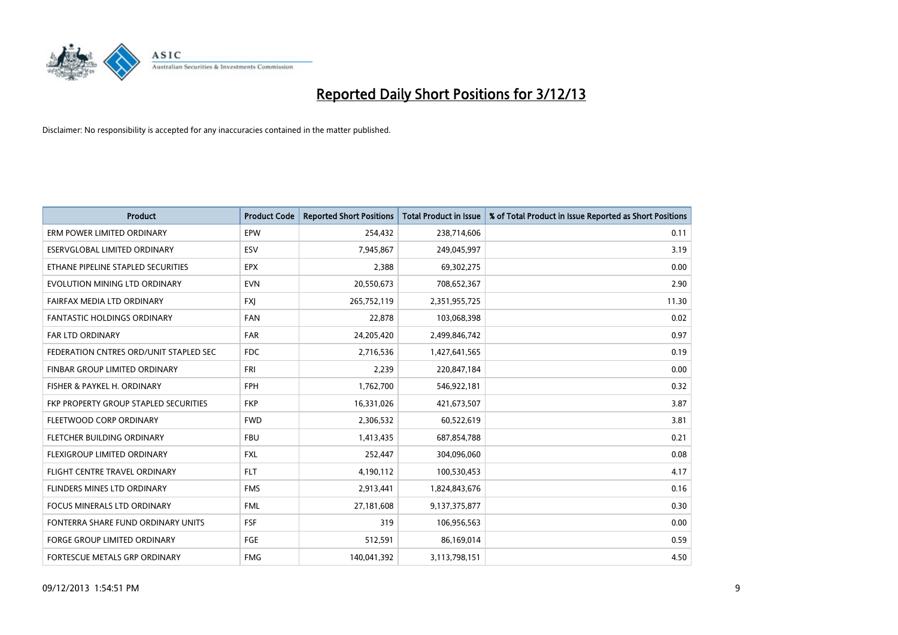# Reported Daily Short Positions for 3/12/13

Disclaimer: No responsibility is accepted for any inaccuracies contained in the matter published.

| Product | Product Code | Reported Short Positions | Total Product in Issue | % of Total Product in Issue Reported as Short Positions |
|---|---|---|---|---|
| ERM POWER LIMITED ORDINARY | EPW | 254,432 | 238,714,606 | 0.11 |
| ESERVGLOBAL LIMITED ORDINARY | ESV | 7,945,867 | 249,045,997 | 3.19 |
| ETHANE PIPELINE STAPLED SECURITIES | EPX | 2,388 | 69,302,275 | 0.00 |
| EVOLUTION MINING LTD ORDINARY | EVN | 20,550,673 | 708,652,367 | 2.90 |
| FAIRFAX MEDIA LTD ORDINARY | FXJ | 265,752,119 | 2,351,955,725 | 11.30 |
| FANTASTIC HOLDINGS ORDINARY | FAN | 22,878 | 103,068,398 | 0.02 |
| FAR LTD ORDINARY | FAR | 24,205,420 | 2,499,846,742 | 0.97 |
| FEDERATION CNTRES ORD/UNIT STAPLED SEC | FDC | 2,716,536 | 1,427,641,565 | 0.19 |
| FINBAR GROUP LIMITED ORDINARY | FRI | 2,239 | 220,847,184 | 0.00 |
| FISHER & PAYKEL H. ORDINARY | FPH | 1,762,700 | 546,922,181 | 0.32 |
| FKP PROPERTY GROUP STAPLED SECURITIES | FKP | 16,331,026 | 421,673,507 | 3.87 |
| FLEETWOOD CORP ORDINARY | FWD | 2,306,532 | 60,522,619 | 3.81 |
| FLETCHER BUILDING ORDINARY | FBU | 1,413,435 | 687,854,788 | 0.21 |
| FLEXIGROUP LIMITED ORDINARY | FXL | 252,447 | 304,096,060 | 0.08 |
| FLIGHT CENTRE TRAVEL ORDINARY | FLT | 4,190,112 | 100,530,453 | 4.17 |
| FLINDERS MINES LTD ORDINARY | FMS | 2,913,441 | 1,824,843,676 | 0.16 |
| FOCUS MINERALS LTD ORDINARY | FML | 27,181,608 | 9,137,375,877 | 0.30 |
| FONTERRA SHARE FUND ORDINARY UNITS | FSF | 319 | 106,956,563 | 0.00 |
| FORGE GROUP LIMITED ORDINARY | FGE | 512,591 | 86,169,014 | 0.59 |
| FORTESCUE METALS GRP ORDINARY | FMG | 140,041,392 | 3,113,798,151 | 4.50 |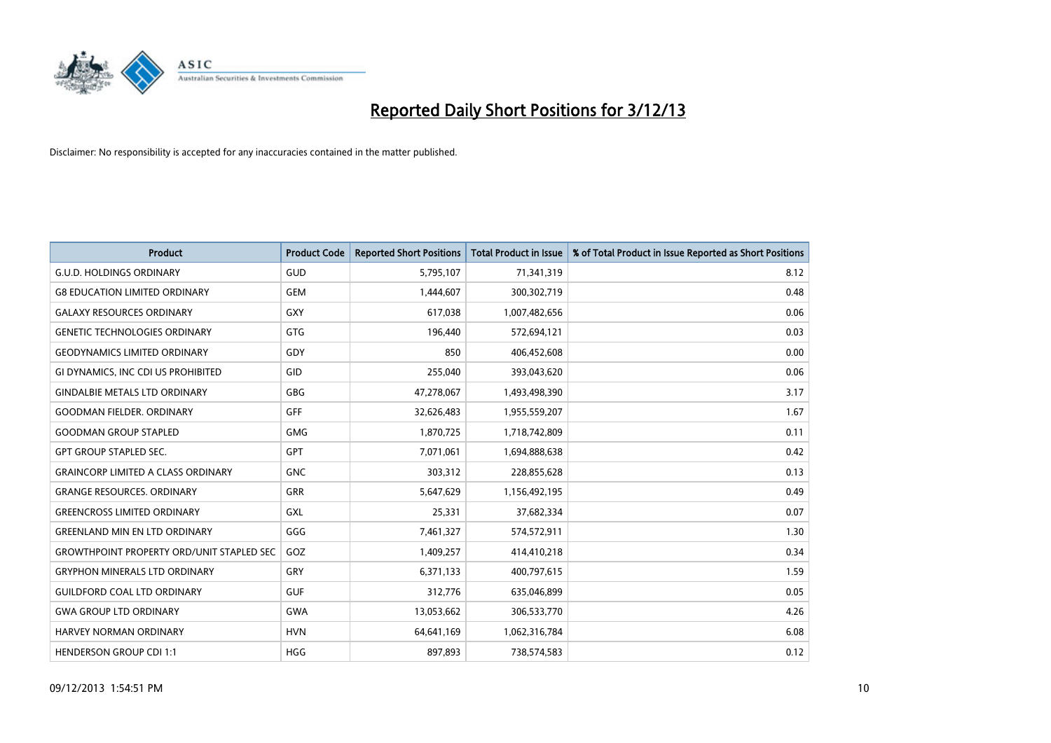# Reported Daily Short Positions for 3/12/13

Disclaimer: No responsibility is accepted for any inaccuracies contained in the matter published.

| Product | Product Code | Reported Short Positions | Total Product in Issue | % of Total Product in Issue Reported as Short Positions |
|---|---|---|---|---|
| G.U.D. HOLDINGS ORDINARY | GUD | 5,795,107 | 71,341,319 | 8.12 |
| G8 EDUCATION LIMITED ORDINARY | GEM | 1,444,607 | 300,302,719 | 0.48 |
| GALAXY RESOURCES ORDINARY | GXY | 617,038 | 1,007,482,656 | 0.06 |
| GENETIC TECHNOLOGIES ORDINARY | GTG | 196,440 | 572,694,121 | 0.03 |
| GEODYNAMICS LIMITED ORDINARY | GDY | 850 | 406,452,608 | 0.00 |
| GI DYNAMICS, INC CDI US PROHIBITED | GID | 255,040 | 393,043,620 | 0.06 |
| GINDALBIE METALS LTD ORDINARY | GBG | 47,278,067 | 1,493,498,390 | 3.17 |
| GOODMAN FIELDER. ORDINARY | GFF | 32,626,483 | 1,955,559,207 | 1.67 |
| GOODMAN GROUP STAPLED | GMG | 1,870,725 | 1,718,742,809 | 0.11 |
| GPT GROUP STAPLED SEC. | GPT | 7,071,061 | 1,694,888,638 | 0.42 |
| GRAINCORP LIMITED A CLASS ORDINARY | GNC | 303,312 | 228,855,628 | 0.13 |
| GRANGE RESOURCES. ORDINARY | GRR | 5,647,629 | 1,156,492,195 | 0.49 |
| GREENCROSS LIMITED ORDINARY | GXL | 25,331 | 37,682,334 | 0.07 |
| GREENLAND MIN EN LTD ORDINARY | GGG | 7,461,327 | 574,572,911 | 1.30 |
| GROWTHPOINT PROPERTY ORD/UNIT STAPLED SEC | GOZ | 1,409,257 | 414,410,218 | 0.34 |
| GRYPHON MINERALS LTD ORDINARY | GRY | 6,371,133 | 400,797,615 | 1.59 |
| GUILDFORD COAL LTD ORDINARY | GUF | 312,776 | 635,046,899 | 0.05 |
| GWA GROUP LTD ORDINARY | GWA | 13,053,662 | 306,533,770 | 4.26 |
| HARVEY NORMAN ORDINARY | HVN | 64,641,169 | 1,062,316,784 | 6.08 |
| HENDERSON GROUP CDI 1:1 | HGG | 897,893 | 738,574,583 | 0.12 |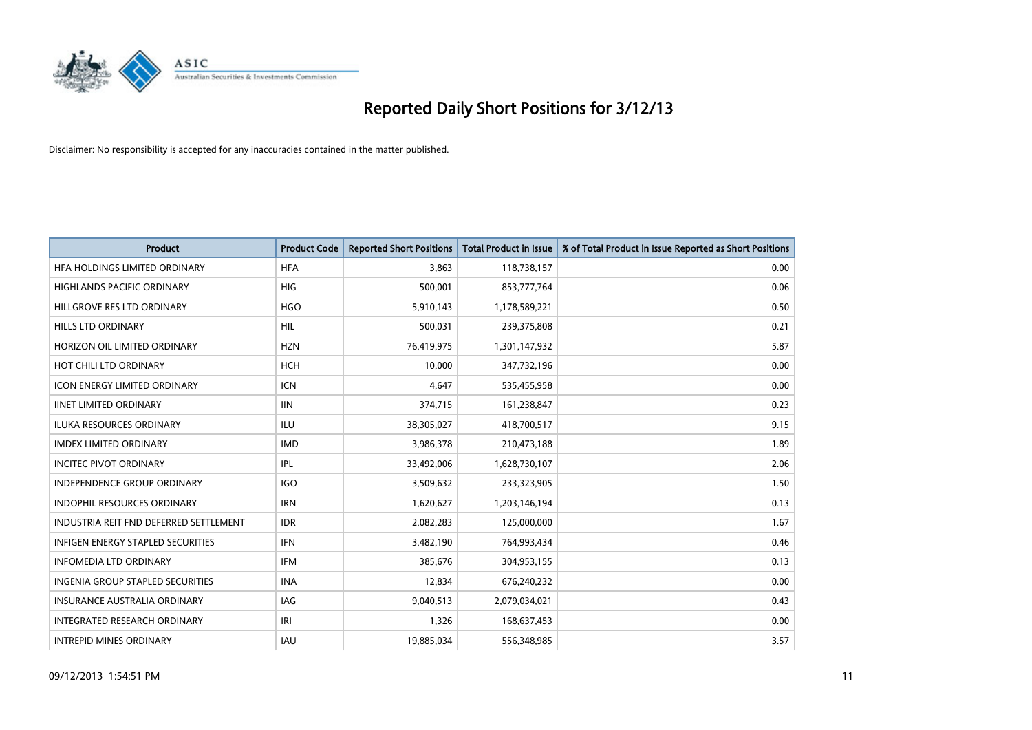# Reported Daily Short Positions for 3/12/13

Disclaimer: No responsibility is accepted for any inaccuracies contained in the matter published.

| Product | Product Code | Reported Short Positions | Total Product in Issue | % of Total Product in Issue Reported as Short Positions |
|---|---|---|---|---|
| HFA HOLDINGS LIMITED ORDINARY | HFA | 3,863 | 118,738,157 | 0.00 |
| HIGHLANDS PACIFIC ORDINARY | HIG | 500,001 | 853,777,764 | 0.06 |
| HILLGROVE RES LTD ORDINARY | HGO | 5,910,143 | 1,178,589,221 | 0.50 |
| HILLS LTD ORDINARY | HIL | 500,031 | 239,375,808 | 0.21 |
| HORIZON OIL LIMITED ORDINARY | HZN | 76,419,975 | 1,301,147,932 | 5.87 |
| HOT CHILI LTD ORDINARY | HCH | 10,000 | 347,732,196 | 0.00 |
| ICON ENERGY LIMITED ORDINARY | ICN | 4,647 | 535,455,958 | 0.00 |
| IINET LIMITED ORDINARY | IIN | 374,715 | 161,238,847 | 0.23 |
| ILUKA RESOURCES ORDINARY | ILU | 38,305,027 | 418,700,517 | 9.15 |
| IMDEX LIMITED ORDINARY | IMD | 3,986,378 | 210,473,188 | 1.89 |
| INCITEC PIVOT ORDINARY | IPL | 33,492,006 | 1,628,730,107 | 2.06 |
| INDEPENDENCE GROUP ORDINARY | IGO | 3,509,632 | 233,323,905 | 1.50 |
| INDOPHIL RESOURCES ORDINARY | IRN | 1,620,627 | 1,203,146,194 | 0.13 |
| INDUSTRIA REIT FND DEFERRED SETTLEMENT | IDR | 2,082,283 | 125,000,000 | 1.67 |
| INFIGEN ENERGY STAPLED SECURITIES | IFN | 3,482,190 | 764,993,434 | 0.46 |
| INFOMEDIA LTD ORDINARY | IFM | 385,676 | 304,953,155 | 0.13 |
| INGENIA GROUP STAPLED SECURITIES | INA | 12,834 | 676,240,232 | 0.00 |
| INSURANCE AUSTRALIA ORDINARY | IAG | 9,040,513 | 2,079,034,021 | 0.43 |
| INTEGRATED RESEARCH ORDINARY | IRI | 1,326 | 168,637,453 | 0.00 |
| INTREPID MINES ORDINARY | IAU | 19,885,034 | 556,348,985 | 3.57 |

09/12/2013 1:54:51 PM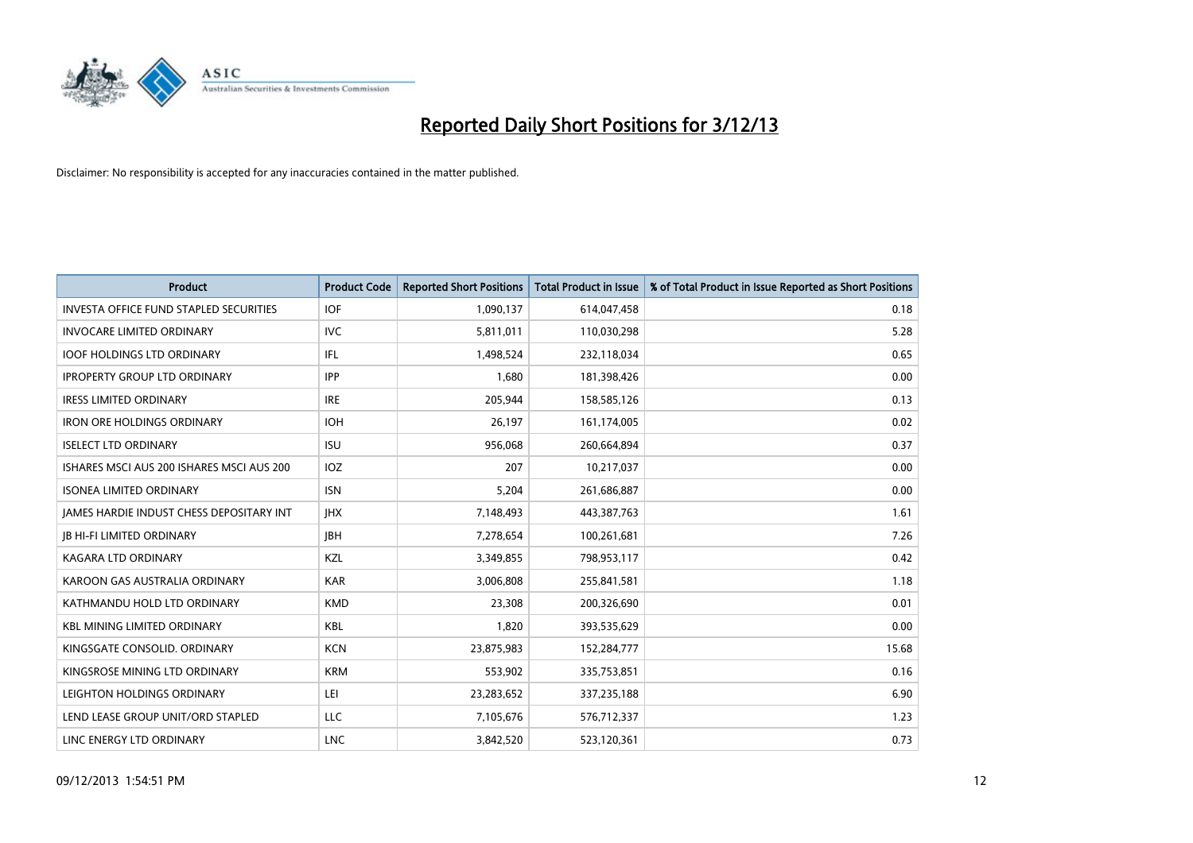# Reported Daily Short Positions for 3/12/13

Disclaimer: No responsibility is accepted for any inaccuracies contained in the matter published.

| Product | Product Code | Reported Short Positions | Total Product in Issue | % of Total Product in Issue Reported as Short Positions |
|---|---|---|---|---|
| INVESTA OFFICE FUND STAPLED SECURITIES | IOF | 1,090,137 | 614,047,458 | 0.18 |
| INVOCARE LIMITED ORDINARY | IVC | 5,811,011 | 110,030,298 | 5.28 |
| IOOF HOLDINGS LTD ORDINARY | IFL | 1,498,524 | 232,118,034 | 0.65 |
| IPROPERTY GROUP LTD ORDINARY | IPP | 1,680 | 181,398,426 | 0.00 |
| IRESS LIMITED ORDINARY | IRE | 205,944 | 158,585,126 | 0.13 |
| IRON ORE HOLDINGS ORDINARY | IOH | 26,197 | 161,174,005 | 0.02 |
| ISELECT LTD ORDINARY | ISU | 956,068 | 260,664,894 | 0.37 |
| ISHARES MSCI AUS 200 ISHARES MSCI AUS 200 | IOZ | 207 | 10,217,037 | 0.00 |
| ISONEA LIMITED ORDINARY | ISN | 5,204 | 261,686,887 | 0.00 |
| JAMES HARDIE INDUST CHESS DEPOSITARY INT | JHX | 7,148,493 | 443,387,763 | 1.61 |
| JB HI-FI LIMITED ORDINARY | JBH | 7,278,654 | 100,261,681 | 7.26 |
| KAGARA LTD ORDINARY | KZL | 3,349,855 | 798,953,117 | 0.42 |
| KAROON GAS AUSTRALIA ORDINARY | KAR | 3,006,808 | 255,841,581 | 1.18 |
| KATHMANDU HOLD LTD ORDINARY | KMD | 23,308 | 200,326,690 | 0.01 |
| KBL MINING LIMITED ORDINARY | KBL | 1,820 | 393,535,629 | 0.00 |
| KINGSGATE CONSOLID. ORDINARY | KCN | 23,875,983 | 152,284,777 | 15.68 |
| KINGSROSE MINING LTD ORDINARY | KRM | 553,902 | 335,753,851 | 0.16 |
| LEIGHTON HOLDINGS ORDINARY | LEI | 23,283,652 | 337,235,188 | 6.90 |
| LEND LEASE GROUP UNIT/ORD STAPLED | LLC | 7,105,676 | 576,712,337 | 1.23 |
| LINC ENERGY LTD ORDINARY | LNC | 3,842,520 | 523,120,361 | 0.73 |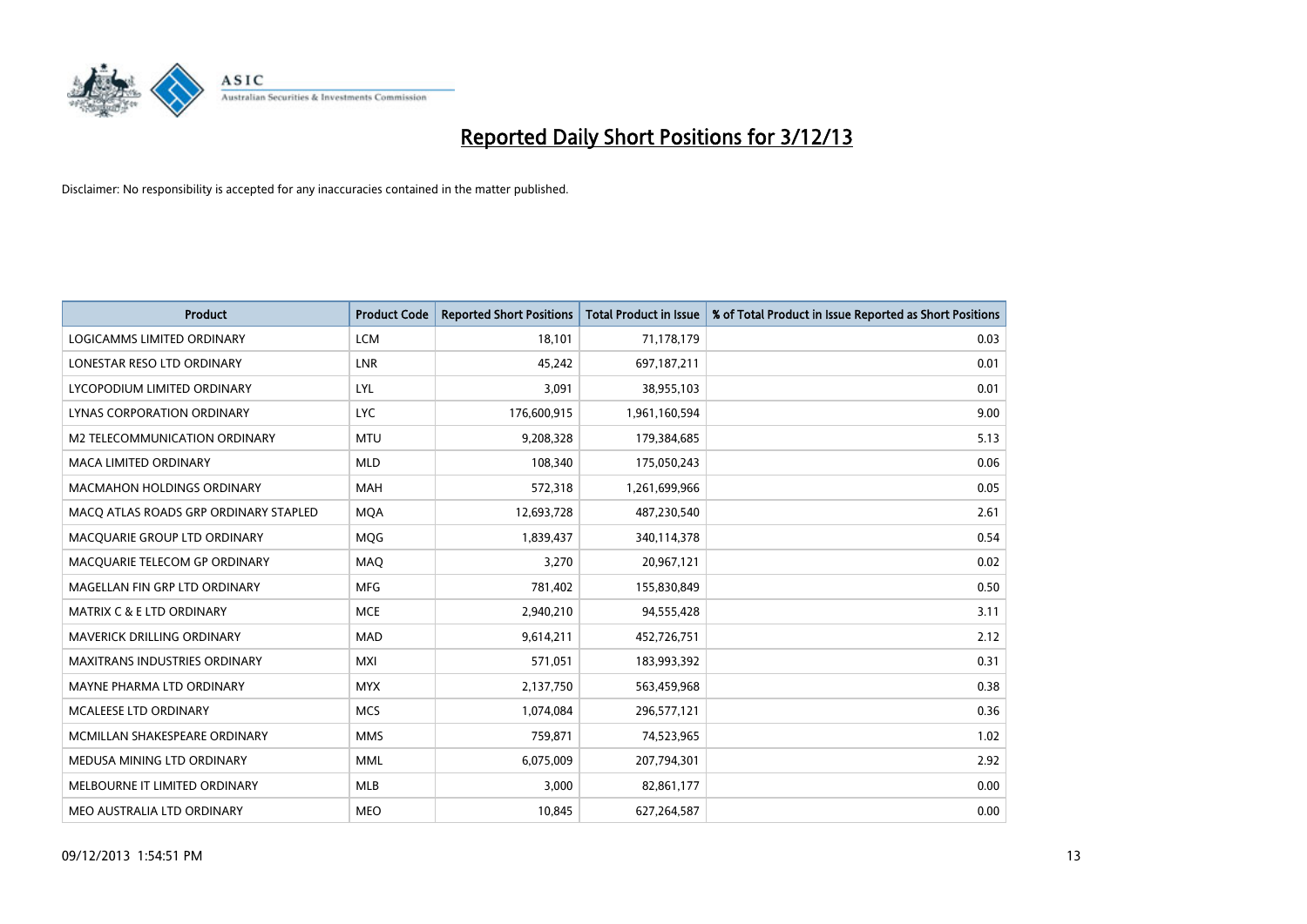# Reported Daily Short Positions for 3/12/13

Disclaimer: No responsibility is accepted for any inaccuracies contained in the matter published.

| Product | Product Code | Reported Short Positions | Total Product in Issue | % of Total Product in Issue Reported as Short Positions |
|---|---|---|---|---|
| LOGICAMMS LIMITED ORDINARY | LCM | 18,101 | 71,178,179 | 0.03 |
| LONESTAR RESO LTD ORDINARY | LNR | 45,242 | 697,187,211 | 0.01 |
| LYCOPODIUM LIMITED ORDINARY | LYL | 3,091 | 38,955,103 | 0.01 |
| LYNAS CORPORATION ORDINARY | LYC | 176,600,915 | 1,961,160,594 | 9.00 |
| M2 TELECOMMUNICATION ORDINARY | MTU | 9,208,328 | 179,384,685 | 5.13 |
| MACA LIMITED ORDINARY | MLD | 108,340 | 175,050,243 | 0.06 |
| MACMAHON HOLDINGS ORDINARY | MAH | 572,318 | 1,261,699,966 | 0.05 |
| MACQ ATLAS ROADS GRP ORDINARY STAPLED | MQA | 12,693,728 | 487,230,540 | 2.61 |
| MACQUARIE GROUP LTD ORDINARY | MQG | 1,839,437 | 340,114,378 | 0.54 |
| MACQUARIE TELECOM GP ORDINARY | MAQ | 3,270 | 20,967,121 | 0.02 |
| MAGELLAN FIN GRP LTD ORDINARY | MFG | 781,402 | 155,830,849 | 0.50 |
| MATRIX C & E LTD ORDINARY | MCE | 2,940,210 | 94,555,428 | 3.11 |
| MAVERICK DRILLING ORDINARY | MAD | 9,614,211 | 452,726,751 | 2.12 |
| MAXITRANS INDUSTRIES ORDINARY | MXI | 571,051 | 183,993,392 | 0.31 |
| MAYNE PHARMA LTD ORDINARY | MYX | 2,137,750 | 563,459,968 | 0.38 |
| MCALEESE LTD ORDINARY | MCS | 1,074,084 | 296,577,121 | 0.36 |
| MCMILLAN SHAKESPEARE ORDINARY | MMS | 759,871 | 74,523,965 | 1.02 |
| MEDUSA MINING LTD ORDINARY | MML | 6,075,009 | 207,794,301 | 2.92 |
| MELBOURNE IT LIMITED ORDINARY | MLB | 3,000 | 82,861,177 | 0.00 |
| MEO AUSTRALIA LTD ORDINARY | MEO | 10,845 | 627,264,587 | 0.00 |

09/12/2013 1:54:51 PM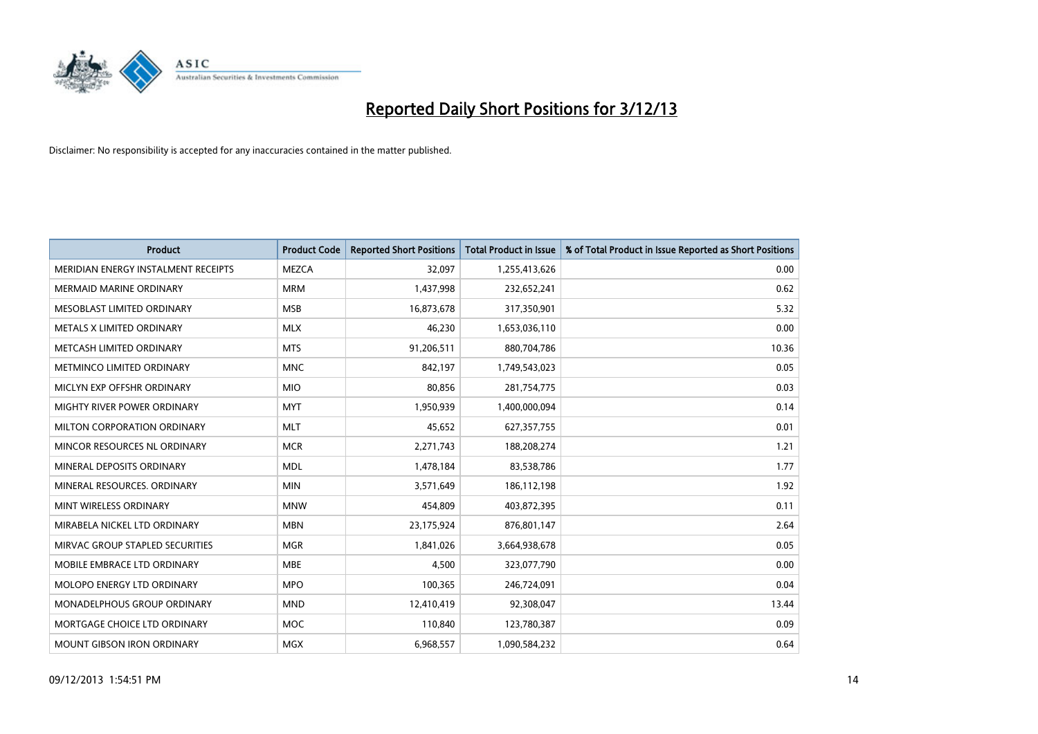# Reported Daily Short Positions for 3/12/13

Disclaimer: No responsibility is accepted for any inaccuracies contained in the matter published.

| Product | Product Code | Reported Short Positions | Total Product in Issue | % of Total Product in Issue Reported as Short Positions |
| --- | --- | --- | --- | --- |
| MERIDIAN ENERGY INSTALMENT RECEIPTS | MEZCA | 32,097 | 1,255,413,626 | 0.00 |
| MERMAID MARINE ORDINARY | MRM | 1,437,998 | 232,652,241 | 0.62 |
| MESOBLAST LIMITED ORDINARY | MSB | 16,873,678 | 317,350,901 | 5.32 |
| METALS X LIMITED ORDINARY | MLX | 46,230 | 1,653,036,110 | 0.00 |
| METCASH LIMITED ORDINARY | MTS | 91,206,511 | 880,704,786 | 10.36 |
| METMINCO LIMITED ORDINARY | MNC | 842,197 | 1,749,543,023 | 0.05 |
| MICLYN EXP OFFSHR ORDINARY | MIO | 80,856 | 281,754,775 | 0.03 |
| MIGHTY RIVER POWER ORDINARY | MYT | 1,950,939 | 1,400,000,094 | 0.14 |
| MILTON CORPORATION ORDINARY | MLT | 45,652 | 627,357,755 | 0.01 |
| MINCOR RESOURCES NL ORDINARY | MCR | 2,271,743 | 188,208,274 | 1.21 |
| MINERAL DEPOSITS ORDINARY | MDL | 1,478,184 | 83,538,786 | 1.77 |
| MINERAL RESOURCES. ORDINARY | MIN | 3,571,649 | 186,112,198 | 1.92 |
| MINT WIRELESS ORDINARY | MNW | 454,809 | 403,872,395 | 0.11 |
| MIRABELA NICKEL LTD ORDINARY | MBN | 23,175,924 | 876,801,147 | 2.64 |
| MIRVAC GROUP STAPLED SECURITIES | MGR | 1,841,026 | 3,664,938,678 | 0.05 |
| MOBILE EMBRACE LTD ORDINARY | MBE | 4,500 | 323,077,790 | 0.00 |
| MOLOPO ENERGY LTD ORDINARY | MPO | 100,365 | 246,724,091 | 0.04 |
| MONADELPHOUS GROUP ORDINARY | MND | 12,410,419 | 92,308,047 | 13.44 |
| MORTGAGE CHOICE LTD ORDINARY | MOC | 110,840 | 123,780,387 | 0.09 |
| MOUNT GIBSON IRON ORDINARY | MGX | 6,968,557 | 1,090,584,232 | 0.64 |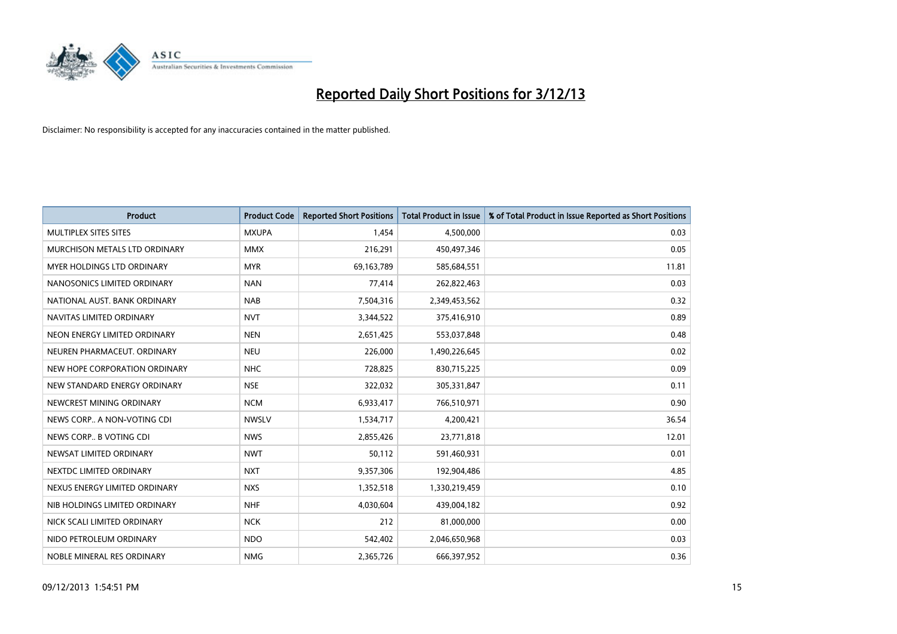# Reported Daily Short Positions for 3/12/13

Disclaimer: No responsibility is accepted for any inaccuracies contained in the matter published.

| Product | Product Code | Reported Short Positions | Total Product in Issue | % of Total Product in Issue Reported as Short Positions |
|---|---|---|---|---|
| MULTIPLEX SITES SITES | MXUPA | 1,454 | 4,500,000 | 0.03 |
| MURCHISON METALS LTD ORDINARY | MMX | 216,291 | 450,497,346 | 0.05 |
| MYER HOLDINGS LTD ORDINARY | MYR | 69,163,789 | 585,684,551 | 11.81 |
| NANOSONICS LIMITED ORDINARY | NAN | 77,414 | 262,822,463 | 0.03 |
| NATIONAL AUST. BANK ORDINARY | NAB | 7,504,316 | 2,349,453,562 | 0.32 |
| NAVITAS LIMITED ORDINARY | NVT | 3,344,522 | 375,416,910 | 0.89 |
| NEON ENERGY LIMITED ORDINARY | NEN | 2,651,425 | 553,037,848 | 0.48 |
| NEUREN PHARMACEUT. ORDINARY | NEU | 226,000 | 1,490,226,645 | 0.02 |
| NEW HOPE CORPORATION ORDINARY | NHC | 728,825 | 830,715,225 | 0.09 |
| NEW STANDARD ENERGY ORDINARY | NSE | 322,032 | 305,331,847 | 0.11 |
| NEWCREST MINING ORDINARY | NCM | 6,933,417 | 766,510,971 | 0.90 |
| NEWS CORP.. A NON-VOTING CDI | NWSLV | 1,534,717 | 4,200,421 | 36.54 |
| NEWS CORP.. B VOTING CDI | NWS | 2,855,426 | 23,771,818 | 12.01 |
| NEWSAT LIMITED ORDINARY | NWT | 50,112 | 591,460,931 | 0.01 |
| NEXTDC LIMITED ORDINARY | NXT | 9,357,306 | 192,904,486 | 4.85 |
| NEXUS ENERGY LIMITED ORDINARY | NXS | 1,352,518 | 1,330,219,459 | 0.10 |
| NIB HOLDINGS LIMITED ORDINARY | NHF | 4,030,604 | 439,004,182 | 0.92 |
| NICK SCALI LIMITED ORDINARY | NCK | 212 | 81,000,000 | 0.00 |
| NIDO PETROLEUM ORDINARY | NDO | 542,402 | 2,046,650,968 | 0.03 |
| NOBLE MINERAL RES ORDINARY | NMG | 2,365,726 | 666,397,952 | 0.36 |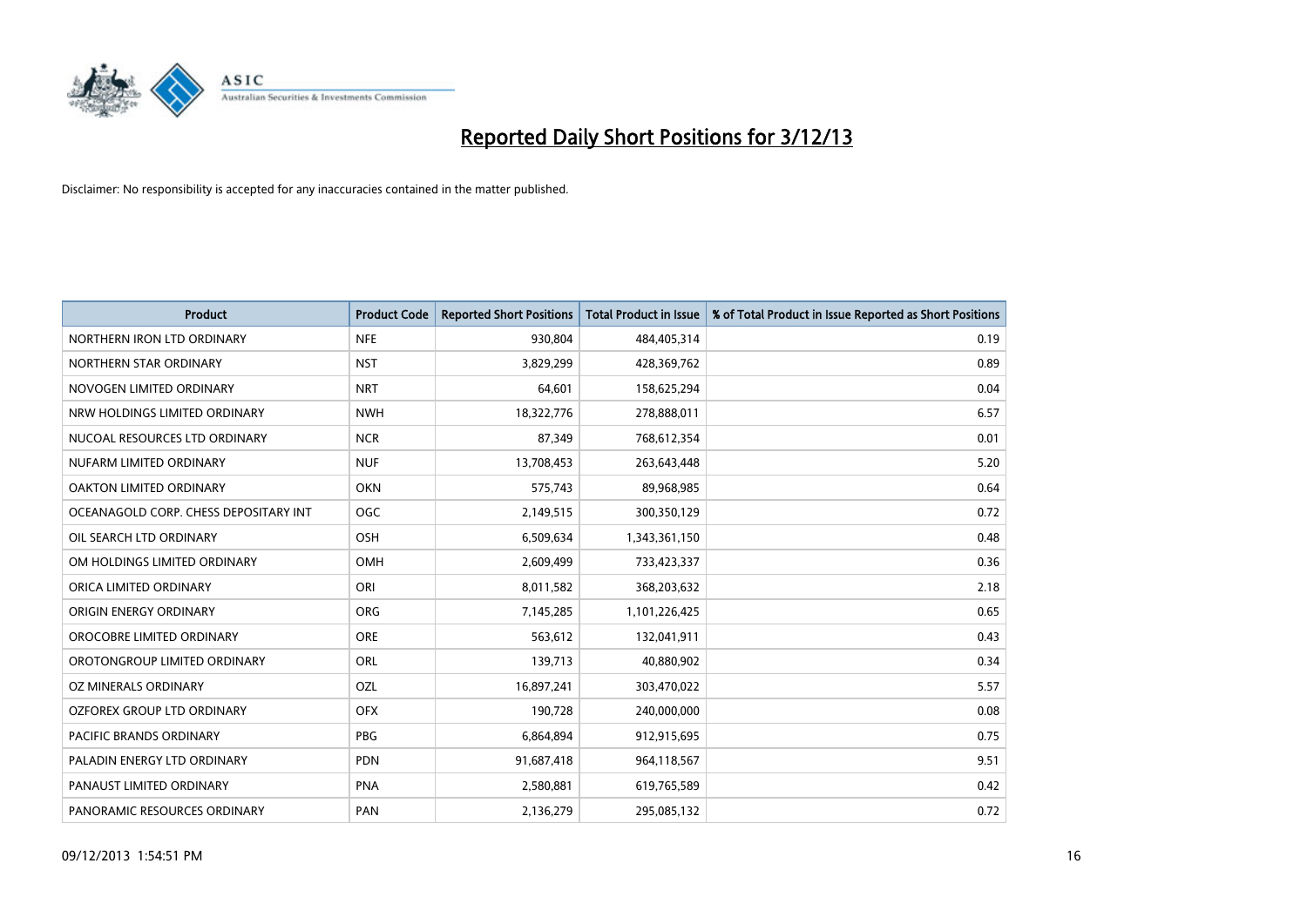# Reported Daily Short Positions for 3/12/13

Disclaimer: No responsibility is accepted for any inaccuracies contained in the matter published.

| Product | Product Code | Reported Short Positions | Total Product in Issue | % of Total Product in Issue Reported as Short Positions |
| --- | --- | --- | --- | --- |
| NORTHERN IRON LTD ORDINARY | NFE | 930,804 | 484,405,314 | 0.19 |
| NORTHERN STAR ORDINARY | NST | 3,829,299 | 428,369,762 | 0.89 |
| NOVOGEN LIMITED ORDINARY | NRT | 64,601 | 158,625,294 | 0.04 |
| NRW HOLDINGS LIMITED ORDINARY | NWH | 18,322,776 | 278,888,011 | 6.57 |
| NUCOAL RESOURCES LTD ORDINARY | NCR | 87,349 | 768,612,354 | 0.01 |
| NUFARM LIMITED ORDINARY | NUF | 13,708,453 | 263,643,448 | 5.20 |
| OAKTON LIMITED ORDINARY | OKN | 575,743 | 89,968,985 | 0.64 |
| OCEANAGOLD CORP. CHESS DEPOSITARY INT | OGC | 2,149,515 | 300,350,129 | 0.72 |
| OIL SEARCH LTD ORDINARY | OSH | 6,509,634 | 1,343,361,150 | 0.48 |
| OM HOLDINGS LIMITED ORDINARY | OMH | 2,609,499 | 733,423,337 | 0.36 |
| ORICA LIMITED ORDINARY | ORI | 8,011,582 | 368,203,632 | 2.18 |
| ORIGIN ENERGY ORDINARY | ORG | 7,145,285 | 1,101,226,425 | 0.65 |
| OROCOBRE LIMITED ORDINARY | ORE | 563,612 | 132,041,911 | 0.43 |
| OROTONGROUP LIMITED ORDINARY | ORL | 139,713 | 40,880,902 | 0.34 |
| OZ MINERALS ORDINARY | OZL | 16,897,241 | 303,470,022 | 5.57 |
| OZFOREX GROUP LTD ORDINARY | OFX | 190,728 | 240,000,000 | 0.08 |
| PACIFIC BRANDS ORDINARY | PBG | 6,864,894 | 912,915,695 | 0.75 |
| PALADIN ENERGY LTD ORDINARY | PDN | 91,687,418 | 964,118,567 | 9.51 |
| PANAUST LIMITED ORDINARY | PNA | 2,580,881 | 619,765,589 | 0.42 |
| PANORAMIC RESOURCES ORDINARY | PAN | 2,136,279 | 295,085,132 | 0.72 |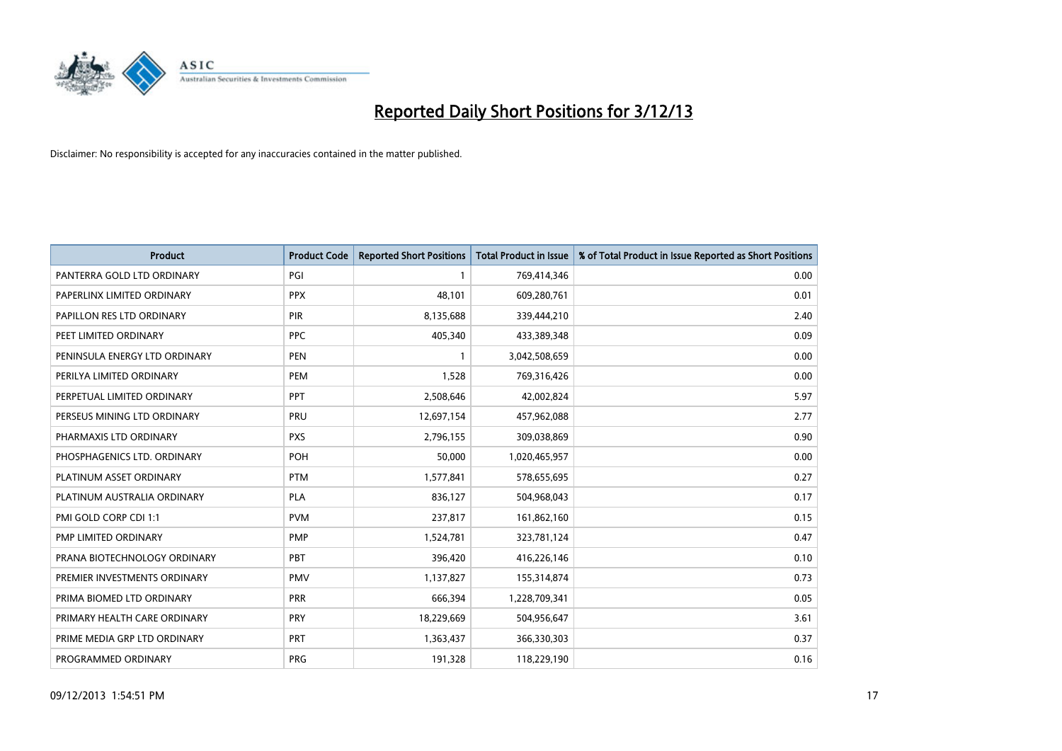# Reported Daily Short Positions for 3/12/13

Disclaimer: No responsibility is accepted for any inaccuracies contained in the matter published.

| Product | Product Code | Reported Short Positions | Total Product in Issue | % of Total Product in Issue Reported as Short Positions |
|---|---|---|---|---|
| PANTERRA GOLD LTD ORDINARY | PGI | 1 | 769,414,346 | 0.00 |
| PAPERLINX LIMITED ORDINARY | PPX | 48,101 | 609,280,761 | 0.01 |
| PAPILLON RES LTD ORDINARY | PIR | 8,135,688 | 339,444,210 | 2.40 |
| PEET LIMITED ORDINARY | PPC | 405,340 | 433,389,348 | 0.09 |
| PENINSULA ENERGY LTD ORDINARY | PEN | 1 | 3,042,508,659 | 0.00 |
| PERILYA LIMITED ORDINARY | PEM | 1,528 | 769,316,426 | 0.00 |
| PERPETUAL LIMITED ORDINARY | PPT | 2,508,646 | 42,002,824 | 5.97 |
| PERSEUS MINING LTD ORDINARY | PRU | 12,697,154 | 457,962,088 | 2.77 |
| PHARMAXIS LTD ORDINARY | PXS | 2,796,155 | 309,038,869 | 0.90 |
| PHOSPHAGENICS LTD. ORDINARY | POH | 50,000 | 1,020,465,957 | 0.00 |
| PLATINUM ASSET ORDINARY | PTM | 1,577,841 | 578,655,695 | 0.27 |
| PLATINUM AUSTRALIA ORDINARY | PLA | 836,127 | 504,968,043 | 0.17 |
| PMI GOLD CORP CDI 1:1 | PVM | 237,817 | 161,862,160 | 0.15 |
| PMP LIMITED ORDINARY | PMP | 1,524,781 | 323,781,124 | 0.47 |
| PRANA BIOTECHNOLOGY ORDINARY | PBT | 396,420 | 416,226,146 | 0.10 |
| PREMIER INVESTMENTS ORDINARY | PMV | 1,137,827 | 155,314,874 | 0.73 |
| PRIMA BIOMED LTD ORDINARY | PRR | 666,394 | 1,228,709,341 | 0.05 |
| PRIMARY HEALTH CARE ORDINARY | PRY | 18,229,669 | 504,956,647 | 3.61 |
| PRIME MEDIA GRP LTD ORDINARY | PRT | 1,363,437 | 366,330,303 | 0.37 |
| PROGRAMMED ORDINARY | PRG | 191,328 | 118,229,190 | 0.16 |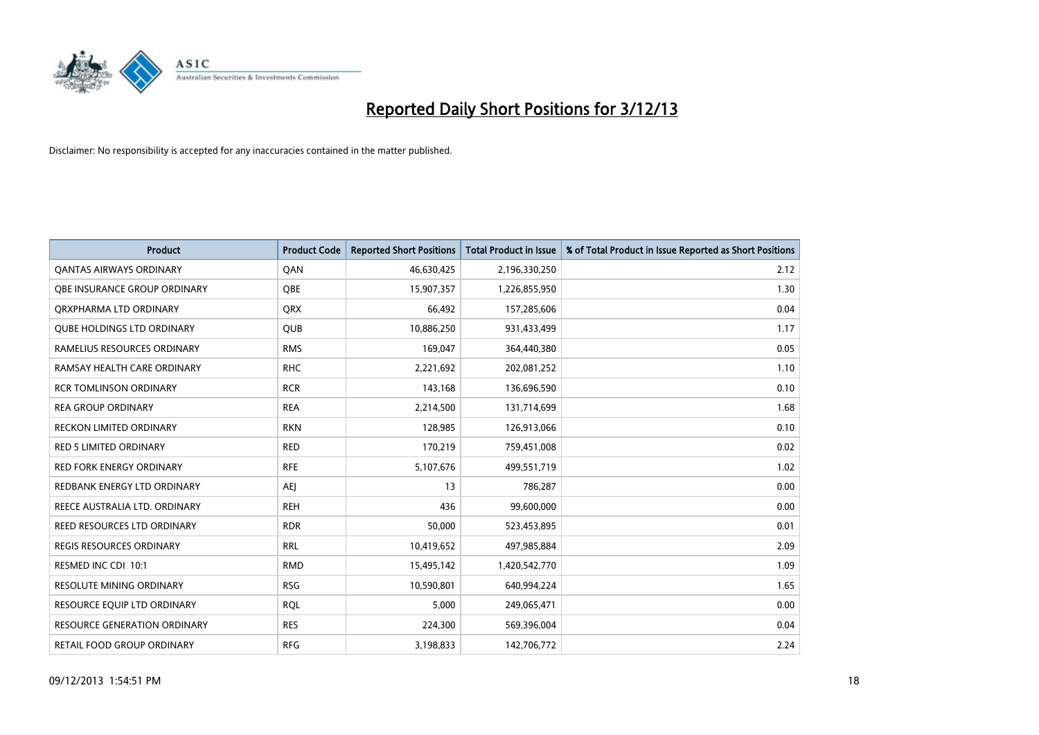# Reported Daily Short Positions for 3/12/13

Disclaimer: No responsibility is accepted for any inaccuracies contained in the matter published.

| Product | Product Code | Reported Short Positions | Total Product in Issue | % of Total Product in Issue Reported as Short Positions |
|---|---|---|---|---|
| QANTAS AIRWAYS ORDINARY | QAN | 46,630,425 | 2,196,330,250 | 2.12 |
| QBE INSURANCE GROUP ORDINARY | QBE | 15,907,357 | 1,226,855,950 | 1.30 |
| QRXPHARMA LTD ORDINARY | QRX | 66,492 | 157,285,606 | 0.04 |
| QUBE HOLDINGS LTD ORDINARY | QUB | 10,886,250 | 931,433,499 | 1.17 |
| RAMELIUS RESOURCES ORDINARY | RMS | 169,047 | 364,440,380 | 0.05 |
| RAMSAY HEALTH CARE ORDINARY | RHC | 2,221,692 | 202,081,252 | 1.10 |
| RCR TOMLINSON ORDINARY | RCR | 143,168 | 136,696,590 | 0.10 |
| REA GROUP ORDINARY | REA | 2,214,500 | 131,714,699 | 1.68 |
| RECKON LIMITED ORDINARY | RKN | 128,985 | 126,913,066 | 0.10 |
| RED 5 LIMITED ORDINARY | RED | 170,219 | 759,451,008 | 0.02 |
| RED FORK ENERGY ORDINARY | RFE | 5,107,676 | 499,551,719 | 1.02 |
| REDBANK ENERGY LTD ORDINARY | AEJ | 13 | 786,287 | 0.00 |
| REECE AUSTRALIA LTD. ORDINARY | REH | 436 | 99,600,000 | 0.00 |
| REED RESOURCES LTD ORDINARY | RDR | 50,000 | 523,453,895 | 0.01 |
| REGIS RESOURCES ORDINARY | RRL | 10,419,652 | 497,985,884 | 2.09 |
| RESMED INC CDI 10:1 | RMD | 15,495,142 | 1,420,542,770 | 1.09 |
| RESOLUTE MINING ORDINARY | RSG | 10,590,801 | 640,994,224 | 1.65 |
| RESOURCE EQUIP LTD ORDINARY | RQL | 5,000 | 249,065,471 | 0.00 |
| RESOURCE GENERATION ORDINARY | RES | 224,300 | 569,396,004 | 0.04 |
| RETAIL FOOD GROUP ORDINARY | RFG | 3,198,833 | 142,706,772 | 2.24 |

09/12/2013 1:54:51 PM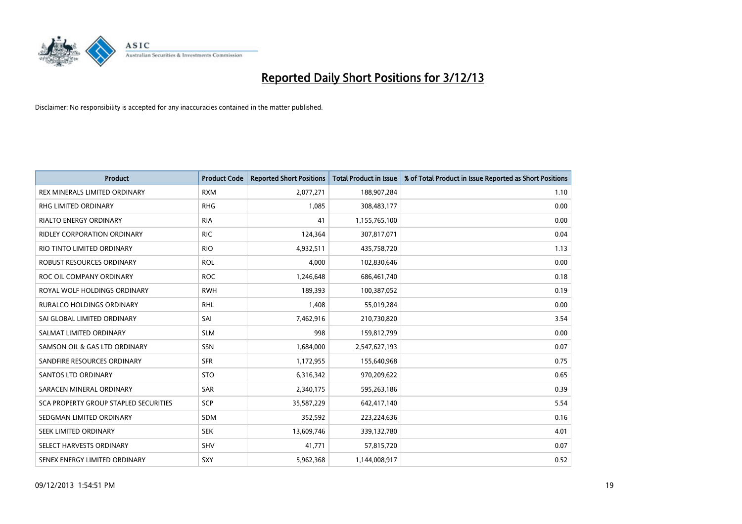# Reported Daily Short Positions for 3/12/13

Disclaimer: No responsibility is accepted for any inaccuracies contained in the matter published.

| Product | Product Code | Reported Short Positions | Total Product in Issue | % of Total Product in Issue Reported as Short Positions |
|---|---|---|---|---|
| REX MINERALS LIMITED ORDINARY | RXM | 2,077,271 | 188,907,284 | 1.10 |
| RHG LIMITED ORDINARY | RHG | 1,085 | 308,483,177 | 0.00 |
| RIALTO ENERGY ORDINARY | RIA | 41 | 1,155,765,100 | 0.00 |
| RIDLEY CORPORATION ORDINARY | RIC | 124,364 | 307,817,071 | 0.04 |
| RIO TINTO LIMITED ORDINARY | RIO | 4,932,511 | 435,758,720 | 1.13 |
| ROBUST RESOURCES ORDINARY | ROL | 4,000 | 102,830,646 | 0.00 |
| ROC OIL COMPANY ORDINARY | ROC | 1,246,648 | 686,461,740 | 0.18 |
| ROYAL WOLF HOLDINGS ORDINARY | RWH | 189,393 | 100,387,052 | 0.19 |
| RURALCO HOLDINGS ORDINARY | RHL | 1,408 | 55,019,284 | 0.00 |
| SAI GLOBAL LIMITED ORDINARY | SAI | 7,462,916 | 210,730,820 | 3.54 |
| SALMAT LIMITED ORDINARY | SLM | 998 | 159,812,799 | 0.00 |
| SAMSON OIL & GAS LTD ORDINARY | SSN | 1,684,000 | 2,547,627,193 | 0.07 |
| SANDFIRE RESOURCES ORDINARY | SFR | 1,172,955 | 155,640,968 | 0.75 |
| SANTOS LTD ORDINARY | STO | 6,316,342 | 970,209,622 | 0.65 |
| SARACEN MINERAL ORDINARY | SAR | 2,340,175 | 595,263,186 | 0.39 |
| SCA PROPERTY GROUP STAPLED SECURITIES | SCP | 35,587,229 | 642,417,140 | 5.54 |
| SEDGMAN LIMITED ORDINARY | SDM | 352,592 | 223,224,636 | 0.16 |
| SEEK LIMITED ORDINARY | SEK | 13,609,746 | 339,132,780 | 4.01 |
| SELECT HARVESTS ORDINARY | SHV | 41,771 | 57,815,720 | 0.07 |
| SENEX ENERGY LIMITED ORDINARY | SXY | 5,962,368 | 1,144,008,917 | 0.52 |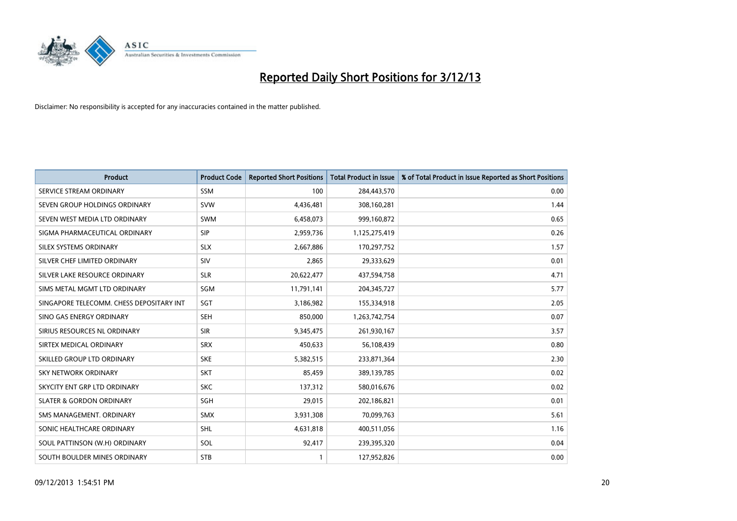# Reported Daily Short Positions for 3/12/13

Disclaimer: No responsibility is accepted for any inaccuracies contained in the matter published.

| Product | Product Code | Reported Short Positions | Total Product in Issue | % of Total Product in Issue Reported as Short Positions |
|---|---|---|---|---|
| SERVICE STREAM ORDINARY | SSM | 100 | 284,443,570 | 0.00 |
| SEVEN GROUP HOLDINGS ORDINARY | SVW | 4,436,481 | 308,160,281 | 1.44 |
| SEVEN WEST MEDIA LTD ORDINARY | SWM | 6,458,073 | 999,160,872 | 0.65 |
| SIGMA PHARMACEUTICAL ORDINARY | SIP | 2,959,736 | 1,125,275,419 | 0.26 |
| SILEX SYSTEMS ORDINARY | SLX | 2,667,886 | 170,297,752 | 1.57 |
| SILVER CHEF LIMITED ORDINARY | SIV | 2,865 | 29,333,629 | 0.01 |
| SILVER LAKE RESOURCE ORDINARY | SLR | 20,622,477 | 437,594,758 | 4.71 |
| SIMS METAL MGMT LTD ORDINARY | SGM | 11,791,141 | 204,345,727 | 5.77 |
| SINGAPORE TELECOMM. CHESS DEPOSITARY INT | SGT | 3,186,982 | 155,334,918 | 2.05 |
| SINO GAS ENERGY ORDINARY | SEH | 850,000 | 1,263,742,754 | 0.07 |
| SIRIUS RESOURCES NL ORDINARY | SIR | 9,345,475 | 261,930,167 | 3.57 |
| SIRTEX MEDICAL ORDINARY | SRX | 450,633 | 56,108,439 | 0.80 |
| SKILLED GROUP LTD ORDINARY | SKE | 5,382,515 | 233,871,364 | 2.30 |
| SKY NETWORK ORDINARY | SKT | 85,459 | 389,139,785 | 0.02 |
| SKYCITY ENT GRP LTD ORDINARY | SKC | 137,312 | 580,016,676 | 0.02 |
| SLATER & GORDON ORDINARY | SGH | 29,015 | 202,186,821 | 0.01 |
| SMS MANAGEMENT. ORDINARY | SMX | 3,931,308 | 70,099,763 | 5.61 |
| SONIC HEALTHCARE ORDINARY | SHL | 4,631,818 | 400,511,056 | 1.16 |
| SOUL PATTINSON (W.H) ORDINARY | SOL | 92,417 | 239,395,320 | 0.04 |
| SOUTH BOULDER MINES ORDINARY | STB | 1 | 127,952,826 | 0.00 |

09/12/2013 1:54:51 PM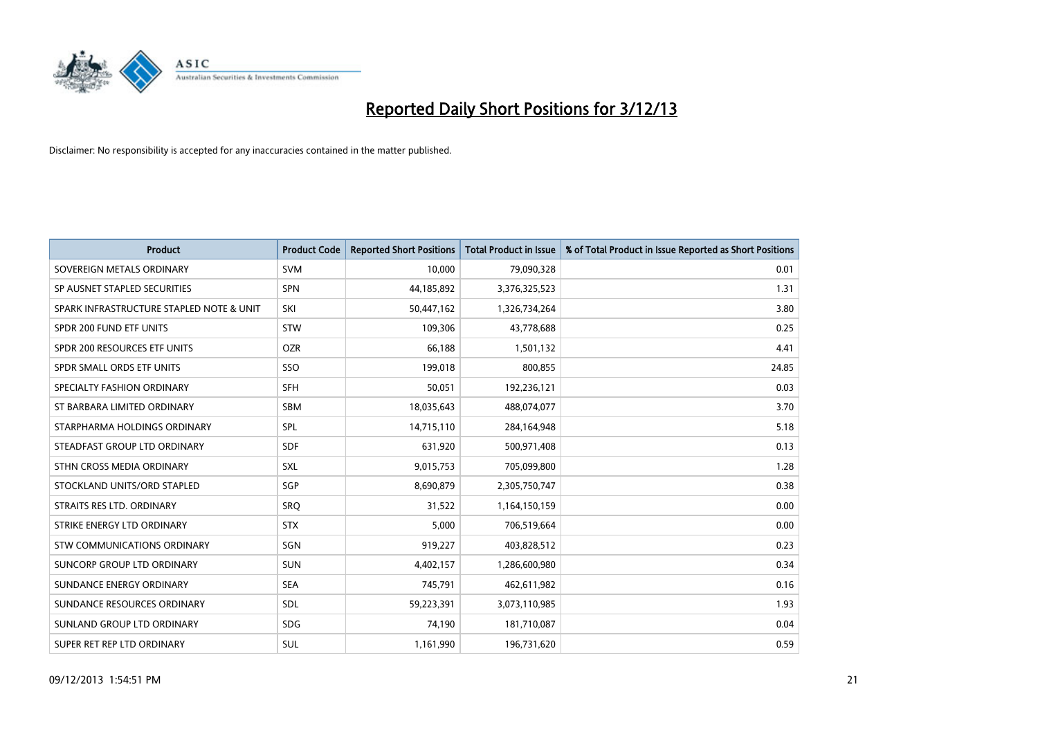# Reported Daily Short Positions for 3/12/13

Disclaimer: No responsibility is accepted for any inaccuracies contained in the matter published.

| Product | Product Code | Reported Short Positions | Total Product in Issue | % of Total Product in Issue Reported as Short Positions |
|---|---|---|---|---|
| SOVEREIGN METALS ORDINARY | SVM | 10,000 | 79,090,328 | 0.01 |
| SP AUSNET STAPLED SECURITIES | SPN | 44,185,892 | 3,376,325,523 | 1.31 |
| SPARK INFRASTRUCTURE STAPLED NOTE & UNIT | SKI | 50,447,162 | 1,326,734,264 | 3.80 |
| SPDR 200 FUND ETF UNITS | STW | 109,306 | 43,778,688 | 0.25 |
| SPDR 200 RESOURCES ETF UNITS | OZR | 66,188 | 1,501,132 | 4.41 |
| SPDR SMALL ORDS ETF UNITS | SSO | 199,018 | 800,855 | 24.85 |
| SPECIALTY FASHION ORDINARY | SFH | 50,051 | 192,236,121 | 0.03 |
| ST BARBARA LIMITED ORDINARY | SBM | 18,035,643 | 488,074,077 | 3.70 |
| STARPHARMA HOLDINGS ORDINARY | SPL | 14,715,110 | 284,164,948 | 5.18 |
| STEADFAST GROUP LTD ORDINARY | SDF | 631,920 | 500,971,408 | 0.13 |
| STHN CROSS MEDIA ORDINARY | SXL | 9,015,753 | 705,099,800 | 1.28 |
| STOCKLAND UNITS/ORD STAPLED | SGP | 8,690,879 | 2,305,750,747 | 0.38 |
| STRAITS RES LTD. ORDINARY | SRQ | 31,522 | 1,164,150,159 | 0.00 |
| STRIKE ENERGY LTD ORDINARY | STX | 5,000 | 706,519,664 | 0.00 |
| STW COMMUNICATIONS ORDINARY | SGN | 919,227 | 403,828,512 | 0.23 |
| SUNCORP GROUP LTD ORDINARY | SUN | 4,402,157 | 1,286,600,980 | 0.34 |
| SUNDANCE ENERGY ORDINARY | SEA | 745,791 | 462,611,982 | 0.16 |
| SUNDANCE RESOURCES ORDINARY | SDL | 59,223,391 | 3,073,110,985 | 1.93 |
| SUNLAND GROUP LTD ORDINARY | SDG | 74,190 | 181,710,087 | 0.04 |
| SUPER RET REP LTD ORDINARY | SUL | 1,161,990 | 196,731,620 | 0.59 |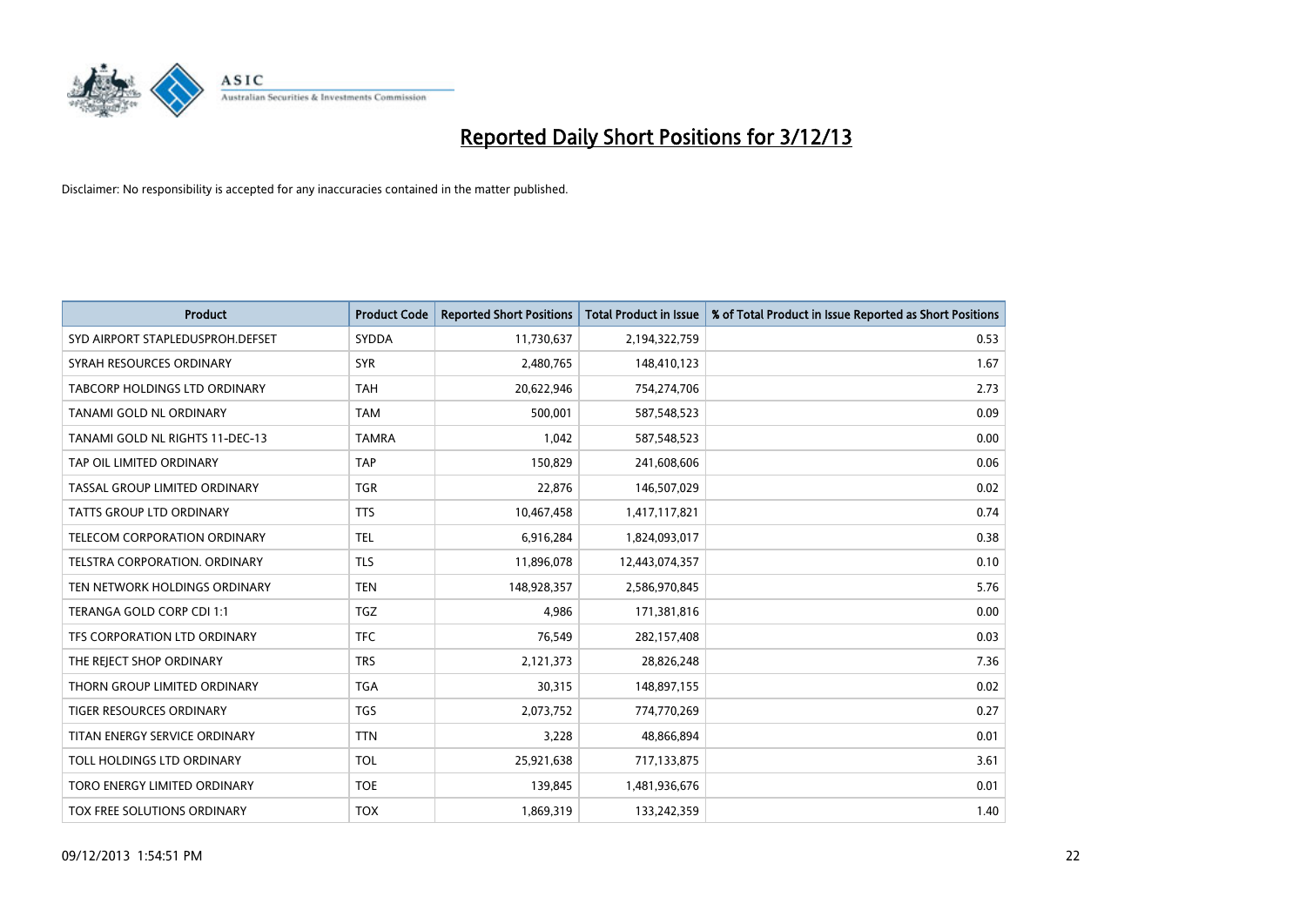# Reported Daily Short Positions for 3/12/13

Disclaimer: No responsibility is accepted for any inaccuracies contained in the matter published.

| Product | Product Code | Reported Short Positions | Total Product in Issue | % of Total Product in Issue Reported as Short Positions |
|---|---|---|---|---|
| SYD AIRPORT STAPLEDUSPROH.DEFSET | SYDDA | 11,730,637 | 2,194,322,759 | 0.53 |
| SYRAH RESOURCES ORDINARY | SYR | 2,480,765 | 148,410,123 | 1.67 |
| TABCORP HOLDINGS LTD ORDINARY | TAH | 20,622,946 | 754,274,706 | 2.73 |
| TANAMI GOLD NL ORDINARY | TAM | 500,001 | 587,548,523 | 0.09 |
| TANAMI GOLD NL RIGHTS 11-DEC-13 | TAMRA | 1,042 | 587,548,523 | 0.00 |
| TAP OIL LIMITED ORDINARY | TAP | 150,829 | 241,608,606 | 0.06 |
| TASSAL GROUP LIMITED ORDINARY | TGR | 22,876 | 146,507,029 | 0.02 |
| TATTS GROUP LTD ORDINARY | TTS | 10,467,458 | 1,417,117,821 | 0.74 |
| TELECOM CORPORATION ORDINARY | TEL | 6,916,284 | 1,824,093,017 | 0.38 |
| TELSTRA CORPORATION. ORDINARY | TLS | 11,896,078 | 12,443,074,357 | 0.10 |
| TEN NETWORK HOLDINGS ORDINARY | TEN | 148,928,357 | 2,586,970,845 | 5.76 |
| TERANGA GOLD CORP CDI 1:1 | TGZ | 4,986 | 171,381,816 | 0.00 |
| TFS CORPORATION LTD ORDINARY | TFC | 76,549 | 282,157,408 | 0.03 |
| THE REJECT SHOP ORDINARY | TRS | 2,121,373 | 28,826,248 | 7.36 |
| THORN GROUP LIMITED ORDINARY | TGA | 30,315 | 148,897,155 | 0.02 |
| TIGER RESOURCES ORDINARY | TGS | 2,073,752 | 774,770,269 | 0.27 |
| TITAN ENERGY SERVICE ORDINARY | TTN | 3,228 | 48,866,894 | 0.01 |
| TOLL HOLDINGS LTD ORDINARY | TOL | 25,921,638 | 717,133,875 | 3.61 |
| TORO ENERGY LIMITED ORDINARY | TOE | 139,845 | 1,481,936,676 | 0.01 |
| TOX FREE SOLUTIONS ORDINARY | TOX | 1,869,319 | 133,242,359 | 1.40 |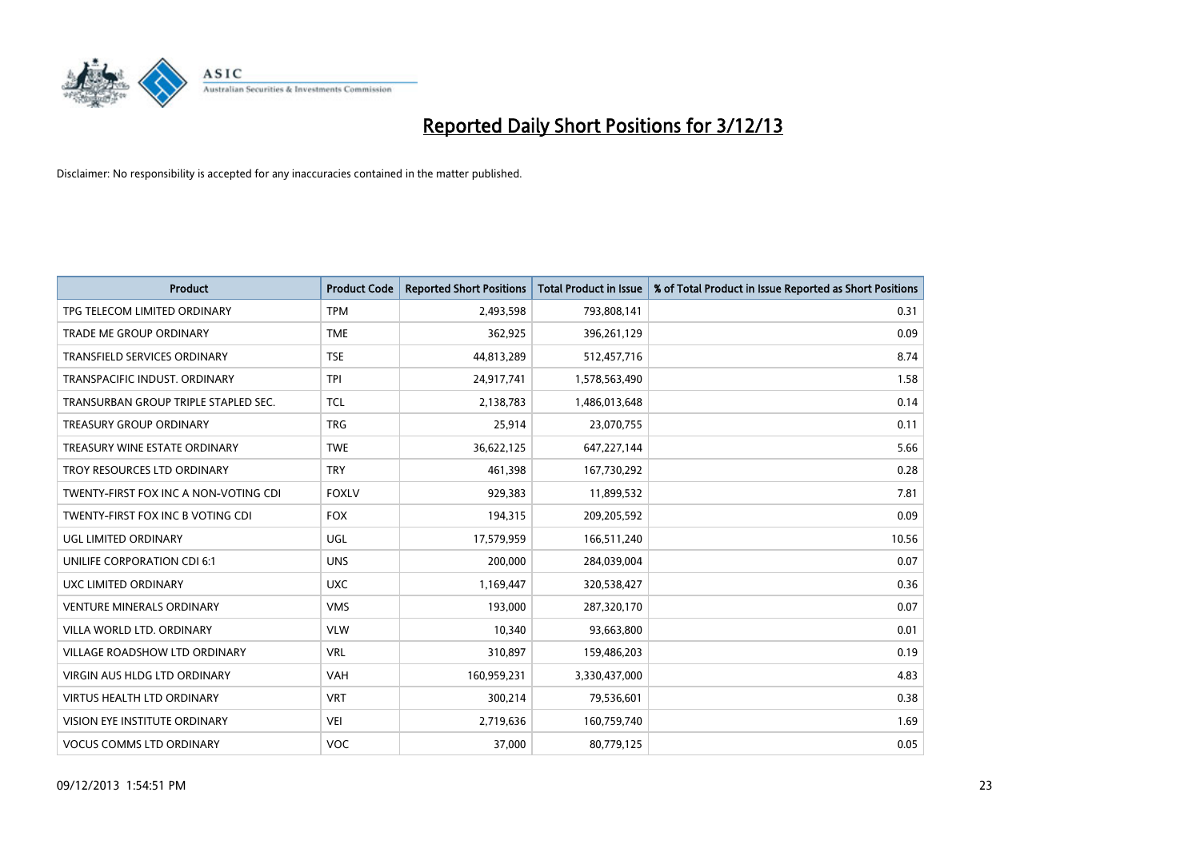# Reported Daily Short Positions for 3/12/13

Disclaimer: No responsibility is accepted for any inaccuracies contained in the matter published.

| Product | Product Code | Reported Short Positions | Total Product in Issue | % of Total Product in Issue Reported as Short Positions |
|---|---|---|---|---|
| TPG TELECOM LIMITED ORDINARY | TPM | 2,493,598 | 793,808,141 | 0.31 |
| TRADE ME GROUP ORDINARY | TME | 362,925 | 396,261,129 | 0.09 |
| TRANSFIELD SERVICES ORDINARY | TSE | 44,813,289 | 512,457,716 | 8.74 |
| TRANSPACIFIC INDUST. ORDINARY | TPI | 24,917,741 | 1,578,563,490 | 1.58 |
| TRANSURBAN GROUP TRIPLE STAPLED SEC. | TCL | 2,138,783 | 1,486,013,648 | 0.14 |
| TREASURY GROUP ORDINARY | TRG | 25,914 | 23,070,755 | 0.11 |
| TREASURY WINE ESTATE ORDINARY | TWE | 36,622,125 | 647,227,144 | 5.66 |
| TROY RESOURCES LTD ORDINARY | TRY | 461,398 | 167,730,292 | 0.28 |
| TWENTY-FIRST FOX INC A NON-VOTING CDI | FOXLV | 929,383 | 11,899,532 | 7.81 |
| TWENTY-FIRST FOX INC B VOTING CDI | FOX | 194,315 | 209,205,592 | 0.09 |
| UGL LIMITED ORDINARY | UGL | 17,579,959 | 166,511,240 | 10.56 |
| UNILIFE CORPORATION CDI 6:1 | UNS | 200,000 | 284,039,004 | 0.07 |
| UXC LIMITED ORDINARY | UXC | 1,169,447 | 320,538,427 | 0.36 |
| VENTURE MINERALS ORDINARY | VMS | 193,000 | 287,320,170 | 0.07 |
| VILLA WORLD LTD. ORDINARY | VLW | 10,340 | 93,663,800 | 0.01 |
| VILLAGE ROADSHOW LTD ORDINARY | VRL | 310,897 | 159,486,203 | 0.19 |
| VIRGIN AUS HLDG LTD ORDINARY | VAH | 160,959,231 | 3,330,437,000 | 4.83 |
| VIRTUS HEALTH LTD ORDINARY | VRT | 300,214 | 79,536,601 | 0.38 |
| VISION EYE INSTITUTE ORDINARY | VEI | 2,719,636 | 160,759,740 | 1.69 |
| VOCUS COMMS LTD ORDINARY | VOC | 37,000 | 80,779,125 | 0.05 |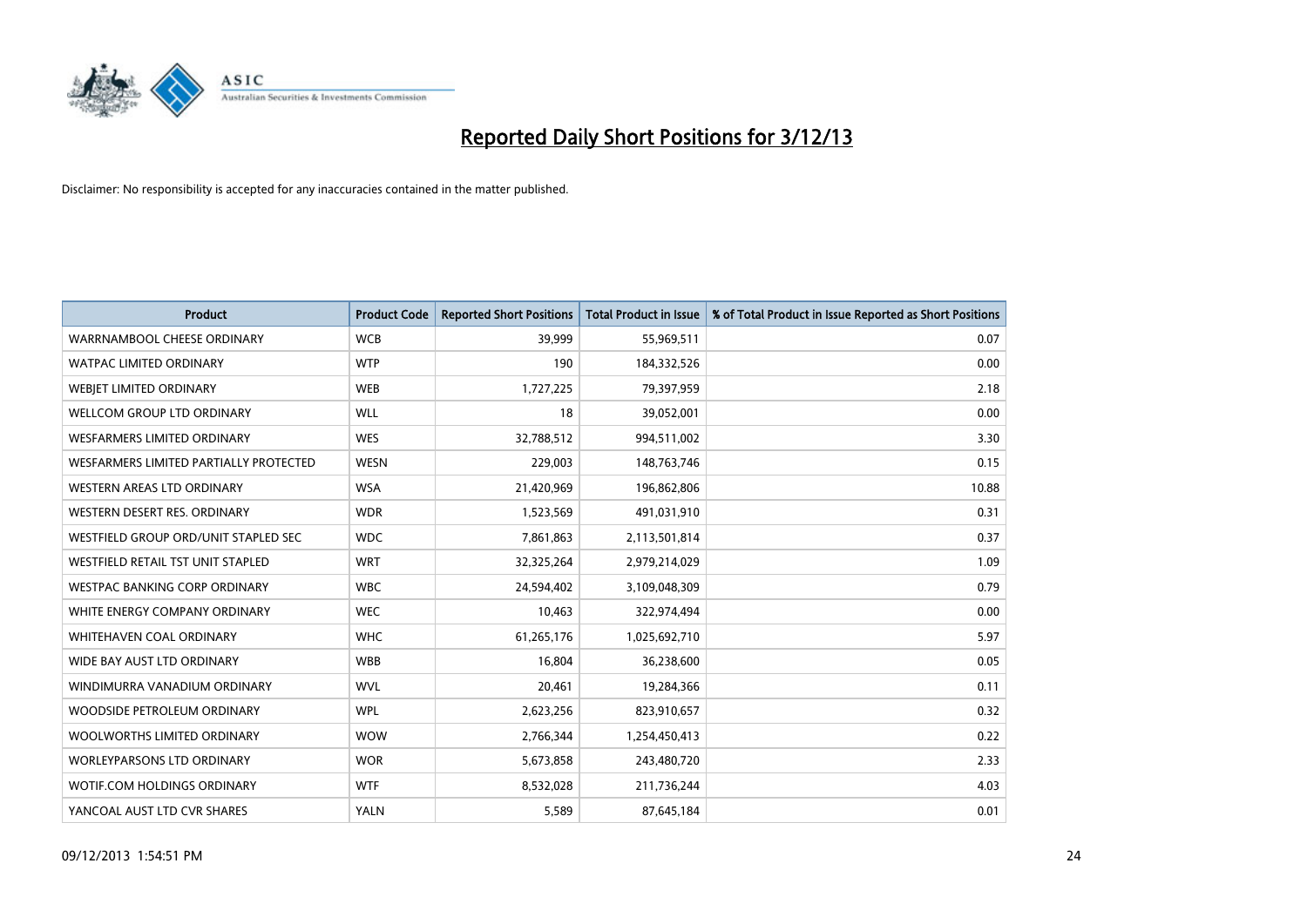# Reported Daily Short Positions for 3/12/13

Disclaimer: No responsibility is accepted for any inaccuracies contained in the matter published.

| Product | Product Code | Reported Short Positions | Total Product in Issue | % of Total Product in Issue Reported as Short Positions |
|---|---|---|---|---|
| WARRNAMBOOL CHEESE ORDINARY | WCB | 39,999 | 55,969,511 | 0.07 |
| WATPAC LIMITED ORDINARY | WTP | 190 | 184,332,526 | 0.00 |
| WEBJET LIMITED ORDINARY | WEB | 1,727,225 | 79,397,959 | 2.18 |
| WELLCOM GROUP LTD ORDINARY | WLL | 18 | 39,052,001 | 0.00 |
| WESFARMERS LIMITED ORDINARY | WES | 32,788,512 | 994,511,002 | 3.30 |
| WESFARMERS LIMITED PARTIALLY PROTECTED | WESN | 229,003 | 148,763,746 | 0.15 |
| WESTERN AREAS LTD ORDINARY | WSA | 21,420,969 | 196,862,806 | 10.88 |
| WESTERN DESERT RES. ORDINARY | WDR | 1,523,569 | 491,031,910 | 0.31 |
| WESTFIELD GROUP ORD/UNIT STAPLED SEC | WDC | 7,861,863 | 2,113,501,814 | 0.37 |
| WESTFIELD RETAIL TST UNIT STAPLED | WRT | 32,325,264 | 2,979,214,029 | 1.09 |
| WESTPAC BANKING CORP ORDINARY | WBC | 24,594,402 | 3,109,048,309 | 0.79 |
| WHITE ENERGY COMPANY ORDINARY | WEC | 10,463 | 322,974,494 | 0.00 |
| WHITEHAVEN COAL ORDINARY | WHC | 61,265,176 | 1,025,692,710 | 5.97 |
| WIDE BAY AUST LTD ORDINARY | WBB | 16,804 | 36,238,600 | 0.05 |
| WINDIMURRA VANADIUM ORDINARY | WVL | 20,461 | 19,284,366 | 0.11 |
| WOODSIDE PETROLEUM ORDINARY | WPL | 2,623,256 | 823,910,657 | 0.32 |
| WOOLWORTHS LIMITED ORDINARY | WOW | 2,766,344 | 1,254,450,413 | 0.22 |
| WORLEYPARSONS LTD ORDINARY | WOR | 5,673,858 | 243,480,720 | 2.33 |
| WOTIF.COM HOLDINGS ORDINARY | WTF | 8,532,028 | 211,736,244 | 4.03 |
| YANCOAL AUST LTD CVR SHARES | YALN | 5,589 | 87,645,184 | 0.01 |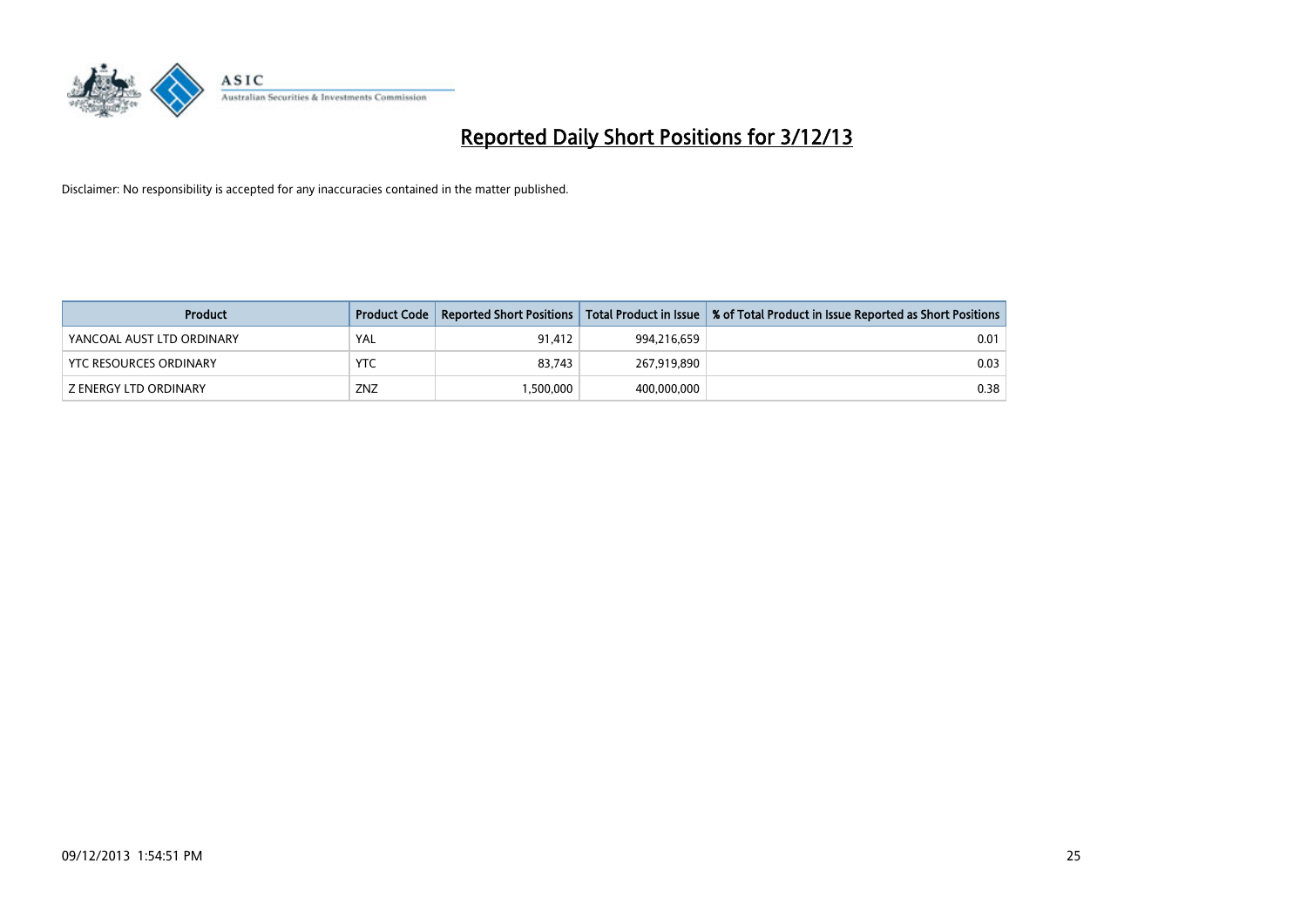# Reported Daily Short Positions for 3/12/13

Disclaimer: No responsibility is accepted for any inaccuracies contained in the matter published.

| Product | Product Code | Reported Short Positions | Total Product in Issue | % of Total Product in Issue Reported as Short Positions |
|---|---|---|---|---|
| YANCOAL AUST LTD ORDINARY | YAL | 91,412 | 994,216,659 | 0.01 |
| YTC RESOURCES ORDINARY | YTC | 83,743 | 267,919,890 | 0.03 |
| Z ENERGY LTD ORDINARY | ZNZ | 1,500,000 | 400,000,000 | 0.38 |